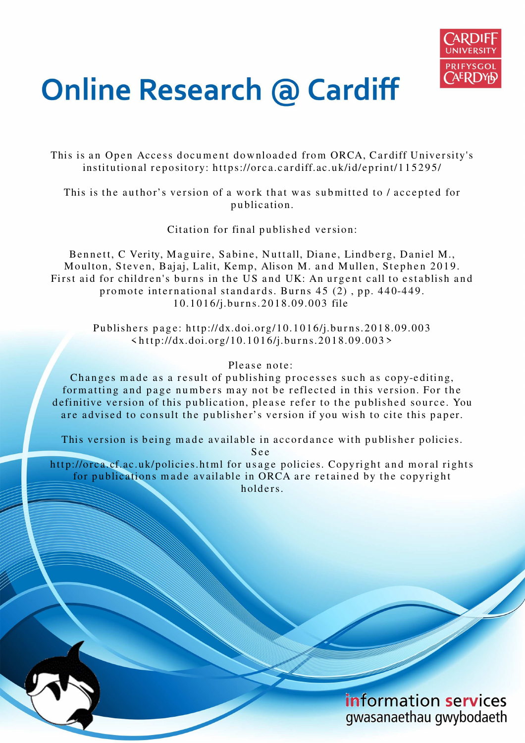# Online Research @ Cardiff

This is an Open Access document downloaded from ORCA, Cardiff University's institutional repository: https://orca.cardiff.ac.uk/id/eprint/115295/

This is the author's version of a work that was submitted to / accepted for publication.

Citation for final published version:

Bennett, C Verity, Maguire, Sabine, Nuttall, Diane, Lindberg, Daniel M., Moulton, Steven, Bajaj, Lalit, Kemp, Alison M. and Mullen, Stephen 2019. First aid for children's burns in the US and UK: An urgent call to establish and promote international standards. Burns 45 (2) , pp. 440-449. 10.1016/j.burns.2018.09.003 file

Publishers page: http://dx.doi.org/10.1016/j.burns.2018.09.003 <http://dx.doi.org/10.1016/j.burns.2018.09.003>

Please note:
Changes made as a result of publishing processes such as copy-editing, formatting and page numbers may not be reflected in this version. For the definitive version of this publication, please refer to the published source. You are advised to consult the publisher's version if you wish to cite this paper.

This version is being made available in accordance with publisher policies. See http://orca.cf.ac.uk/policies.html for usage policies. Copyright and moral rights for publications made available in ORCA are retained by the copyright holders.

information services
gwasanaethau gwybodaeth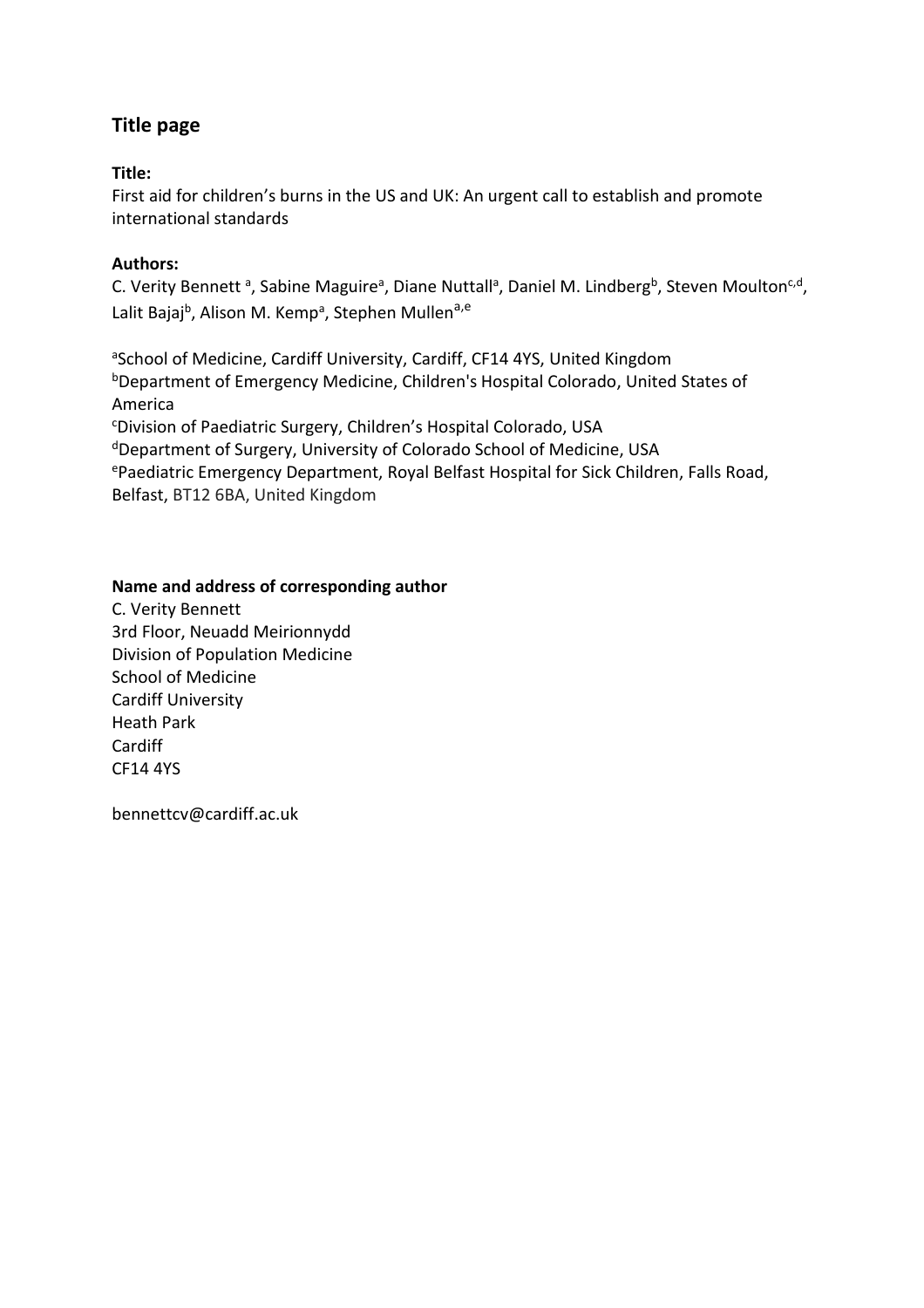## Title page

**Title:**

First aid for children's burns in the US and UK: An urgent call to establish and promote international standards

**Authors:**

C. Verity Bennett [a], Sabine Maguire[a], Diane Nuttall[a], Daniel M. Lindberg[b], Steven Moulton[c,d], Lalit Bajaj[b], Alison M. Kemp[a], Stephen Mullen[a,e]

[a]School of Medicine, Cardiff University, Cardiff, CF14 4YS, United Kingdom
[b]Department of Emergency Medicine, Children's Hospital Colorado, United States of America
[c]Division of Paediatric Surgery, Children's Hospital Colorado, USA
[d]Department of Surgery, University of Colorado School of Medicine, USA
[e]Paediatric Emergency Department, Royal Belfast Hospital for Sick Children, Falls Road, Belfast, BT12 6BA, United Kingdom

**Name and address of corresponding author**

C. Verity Bennett
3rd Floor, Neuadd Meirionnydd
Division of Population Medicine
School of Medicine
Cardiff University
Heath Park
Cardiff
CF14 4YS

bennettcv@cardiff.ac.uk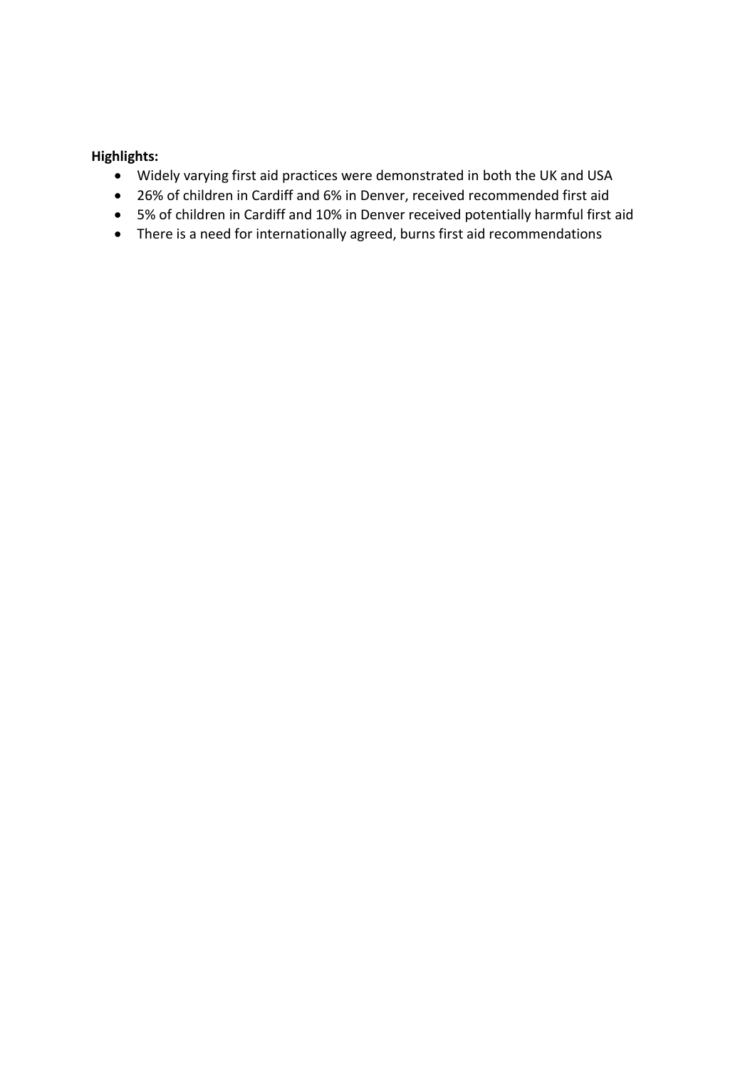**Highlights:**

- Widely varying first aid practices were demonstrated in both the UK and USA
- 26% of children in Cardiff and 6% in Denver, received recommended first aid
- 5% of children in Cardiff and 10% in Denver received potentially harmful first aid
- There is a need for internationally agreed, burns first aid recommendations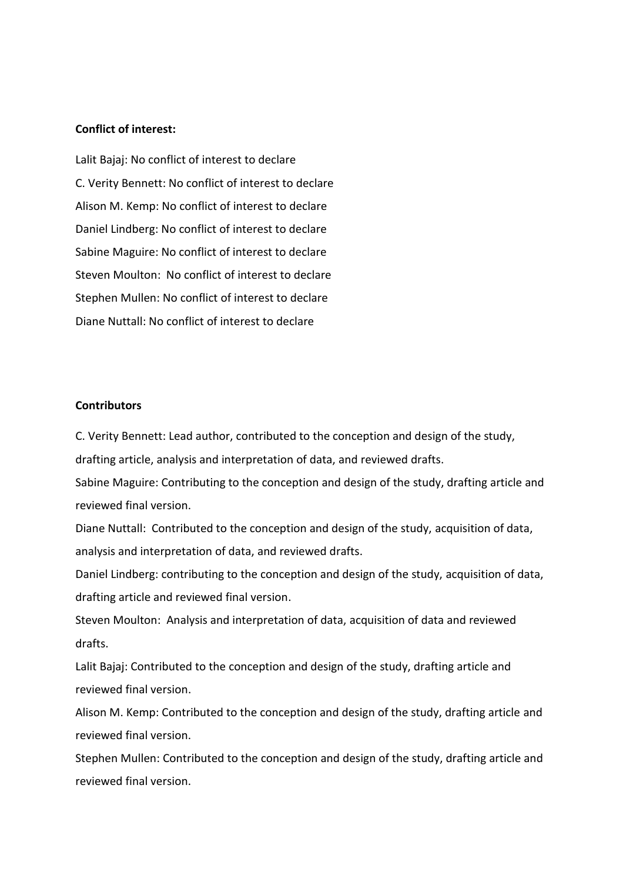**Conflict of interest:**

Lalit Bajaj: No conflict of interest to declare

C. Verity Bennett: No conflict of interest to declare

Alison M. Kemp: No conflict of interest to declare

Daniel Lindberg: No conflict of interest to declare

Sabine Maguire: No conflict of interest to declare

Steven Moulton: No conflict of interest to declare

Stephen Mullen: No conflict of interest to declare

Diane Nuttall: No conflict of interest to declare

**Contributors**

C. Verity Bennett: Lead author, contributed to the conception and design of the study, drafting article, analysis and interpretation of data, and reviewed drafts.

Sabine Maguire: Contributing to the conception and design of the study, drafting article and reviewed final version.

Diane Nuttall: Contributed to the conception and design of the study, acquisition of data, analysis and interpretation of data, and reviewed drafts.

Daniel Lindberg: contributing to the conception and design of the study, acquisition of data, drafting article and reviewed final version.

Steven Moulton: Analysis and interpretation of data, acquisition of data and reviewed drafts.

Lalit Bajaj: Contributed to the conception and design of the study, drafting article and reviewed final version.

Alison M. Kemp: Contributed to the conception and design of the study, drafting article and reviewed final version.

Stephen Mullen: Contributed to the conception and design of the study, drafting article and reviewed final version.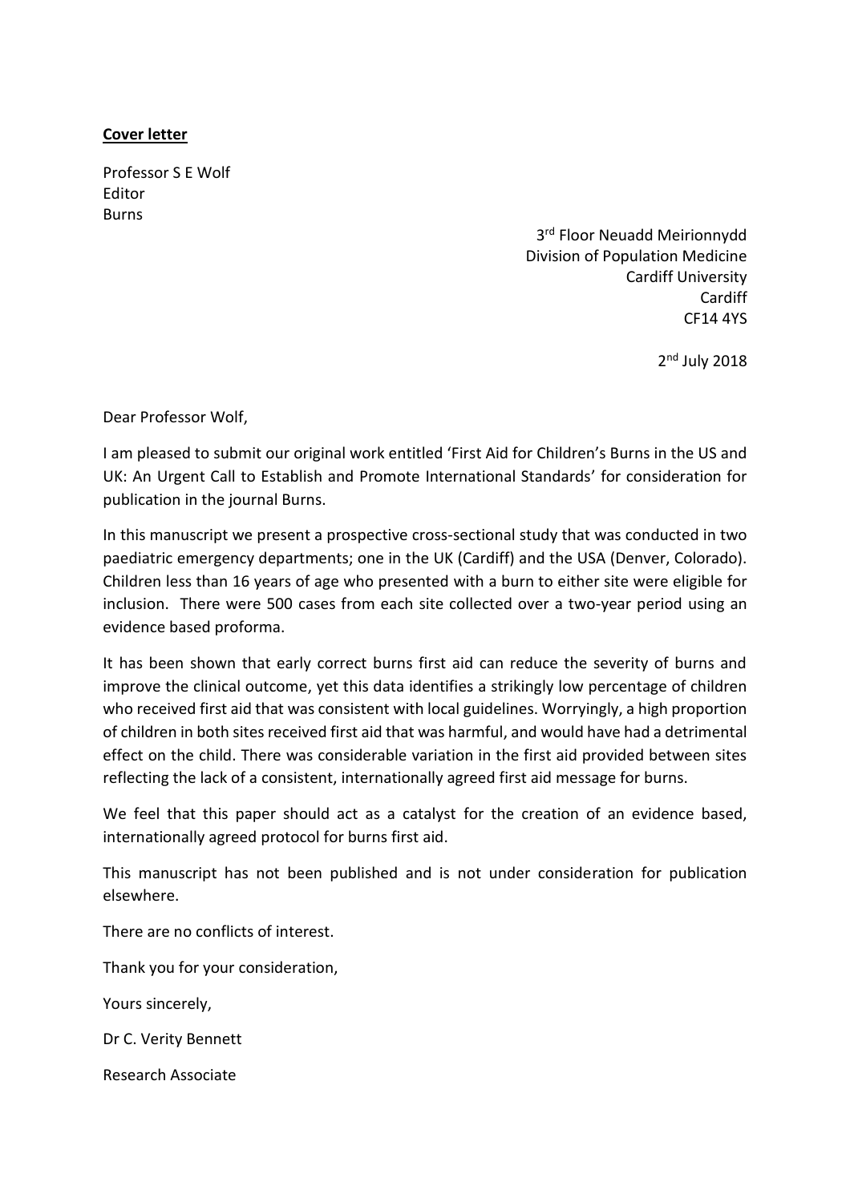**Cover letter**

Professor S E Wolf
Editor
Burns

3rd Floor Neuadd Meirionnydd
Division of Population Medicine
Cardiff University
Cardiff
CF14 4YS

2nd July 2018

Dear Professor Wolf,

I am pleased to submit our original work entitled 'First Aid for Children's Burns in the US and UK: An Urgent Call to Establish and Promote International Standards' for consideration for publication in the journal Burns.

In this manuscript we present a prospective cross-sectional study that was conducted in two paediatric emergency departments; one in the UK (Cardiff) and the USA (Denver, Colorado). Children less than 16 years of age who presented with a burn to either site were eligible for inclusion. There were 500 cases from each site collected over a two-year period using an evidence based proforma.

It has been shown that early correct burns first aid can reduce the severity of burns and improve the clinical outcome, yet this data identifies a strikingly low percentage of children who received first aid that was consistent with local guidelines. Worryingly, a high proportion of children in both sites received first aid that was harmful, and would have had a detrimental effect on the child. There was considerable variation in the first aid provided between sites reflecting the lack of a consistent, internationally agreed first aid message for burns.

We feel that this paper should act as a catalyst for the creation of an evidence based, internationally agreed protocol for burns first aid.

This manuscript has not been published and is not under consideration for publication elsewhere.

There are no conflicts of interest.

Thank you for your consideration,

Yours sincerely,

Dr C. Verity Bennett

Research Associate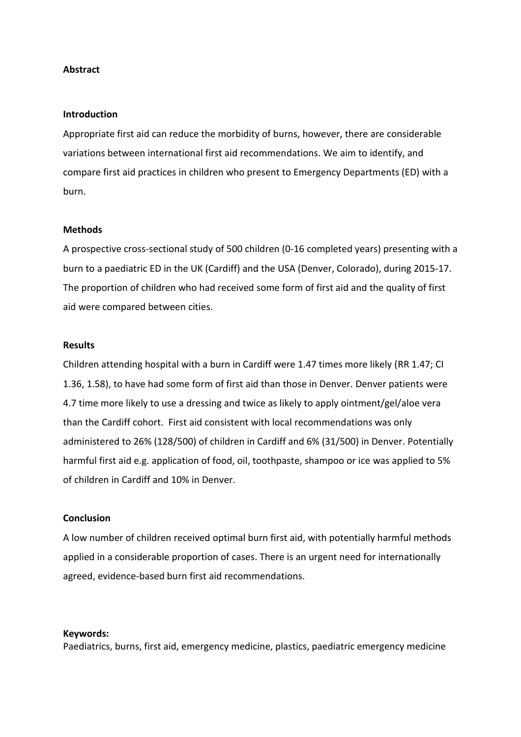**Abstract**

**Introduction**

Appropriate first aid can reduce the morbidity of burns, however, there are considerable variations between international first aid recommendations. We aim to identify, and compare first aid practices in children who present to Emergency Departments (ED) with a burn.

**Methods**

A prospective cross-sectional study of 500 children (0-16 completed years) presenting with a burn to a paediatric ED in the UK (Cardiff) and the USA (Denver, Colorado), during 2015-17. The proportion of children who had received some form of first aid and the quality of first aid were compared between cities.

**Results**

Children attending hospital with a burn in Cardiff were 1.47 times more likely (RR 1.47; CI 1.36, 1.58), to have had some form of first aid than those in Denver. Denver patients were 4.7 time more likely to use a dressing and twice as likely to apply ointment/gel/aloe vera than the Cardiff cohort. First aid consistent with local recommendations was only administered to 26% (128/500) of children in Cardiff and 6% (31/500) in Denver. Potentially harmful first aid e.g. application of food, oil, toothpaste, shampoo or ice was applied to 5% of children in Cardiff and 10% in Denver.

**Conclusion**

A low number of children received optimal burn first aid, with potentially harmful methods applied in a considerable proportion of cases. There is an urgent need for internationally agreed, evidence-based burn first aid recommendations.

**Keywords:**
Paediatrics, burns, first aid, emergency medicine, plastics, paediatric emergency medicine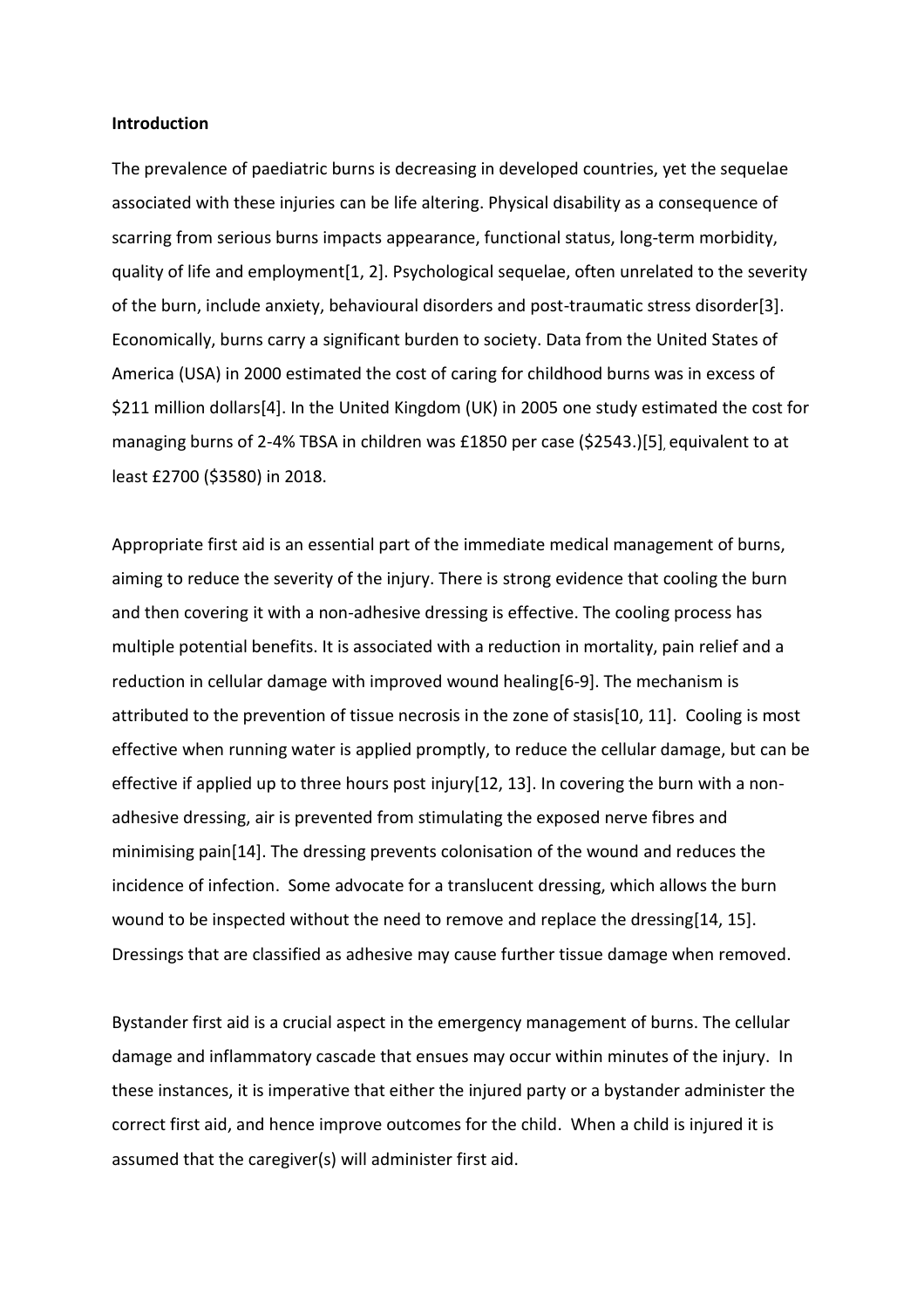**Introduction**

The prevalence of paediatric burns is decreasing in developed countries, yet the sequelae associated with these injuries can be life altering. Physical disability as a consequence of scarring from serious burns impacts appearance, functional status, long-term morbidity, quality of life and employment[1, 2]. Psychological sequelae, often unrelated to the severity of the burn, include anxiety, behavioural disorders and post-traumatic stress disorder[3]. Economically, burns carry a significant burden to society. Data from the United States of America (USA) in 2000 estimated the cost of caring for childhood burns was in excess of $211 million dollars[4]. In the United Kingdom (UK) in 2005 one study estimated the cost for managing burns of 2-4% TBSA in children was £1850 per case ($2543.)[5], equivalent to at least £2700 ($3580) in 2018.

Appropriate first aid is an essential part of the immediate medical management of burns, aiming to reduce the severity of the injury. There is strong evidence that cooling the burn and then covering it with a non-adhesive dressing is effective. The cooling process has multiple potential benefits. It is associated with a reduction in mortality, pain relief and a reduction in cellular damage with improved wound healing[6-9]. The mechanism is attributed to the prevention of tissue necrosis in the zone of stasis[10, 11]. Cooling is most effective when running water is applied promptly, to reduce the cellular damage, but can be effective if applied up to three hours post injury[12, 13]. In covering the burn with a non-adhesive dressing, air is prevented from stimulating the exposed nerve fibres and minimising pain[14]. The dressing prevents colonisation of the wound and reduces the incidence of infection. Some advocate for a translucent dressing, which allows the burn wound to be inspected without the need to remove and replace the dressing[14, 15]. Dressings that are classified as adhesive may cause further tissue damage when removed.

Bystander first aid is a crucial aspect in the emergency management of burns. The cellular damage and inflammatory cascade that ensues may occur within minutes of the injury. In these instances, it is imperative that either the injured party or a bystander administer the correct first aid, and hence improve outcomes for the child. When a child is injured it is assumed that the caregiver(s) will administer first aid.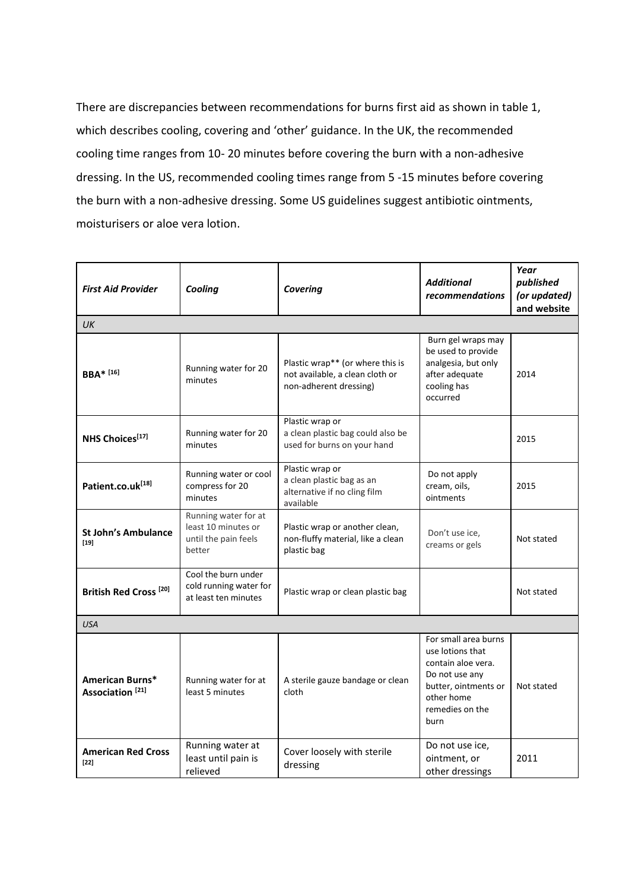There are discrepancies between recommendations for burns first aid as shown in table 1, which describes cooling, covering and 'other' guidance. In the UK, the recommended cooling time ranges from 10- 20 minutes before covering the burn with a non-adhesive dressing. In the US, recommended cooling times range from 5 -15 minutes before covering the burn with a non-adhesive dressing. Some US guidelines suggest antibiotic ointments, moisturisers or aloe vera lotion.

| *First Aid Provider* | *Cooling* | *Covering* | *Additional recommendations* | *Year published (or updated)* **and website** |
|---|---|---|---|---|
| *UK* | | | | |
| **BBA*** [16] | Running water for 20 minutes | Plastic wrap** (or where this is not available, a clean cloth or non-adherent dressing) | Burn gel wraps may be used to provide analgesia, but only after adequate cooling has occurred | 2014 |
| **NHS Choices**[17] | Running water for 20 minutes | Plastic wrap or a clean plastic bag could also be used for burns on your hand | | 2015 |
| **Patient.co.uk**[18] | Running water or cool compress for 20 minutes | Plastic wrap or a clean plastic bag as an alternative if no cling film available | Do not apply cream, oils, ointments | 2015 |
| **St John's Ambulance** [19] | Running water for at least 10 minutes or until the pain feels better | Plastic wrap or another clean, non-fluffy material, like a clean plastic bag | Don't use ice, creams or gels | Not stated |
| **British Red Cross** [20] | Cool the burn under cold running water for at least ten minutes | Plastic wrap or clean plastic bag | | Not stated |
| *USA* | | | | |
| **American Burns* Association** [21] | Running water for at least 5 minutes | A sterile gauze bandage or clean cloth | For small area burns use lotions that contain aloe vera. Do not use any butter, ointments or other home remedies on the burn | Not stated |
| **American Red Cross** [22] | Running water at least until pain is relieved | Cover loosely with sterile dressing | Do not use ice, ointment, or other dressings | 2011 |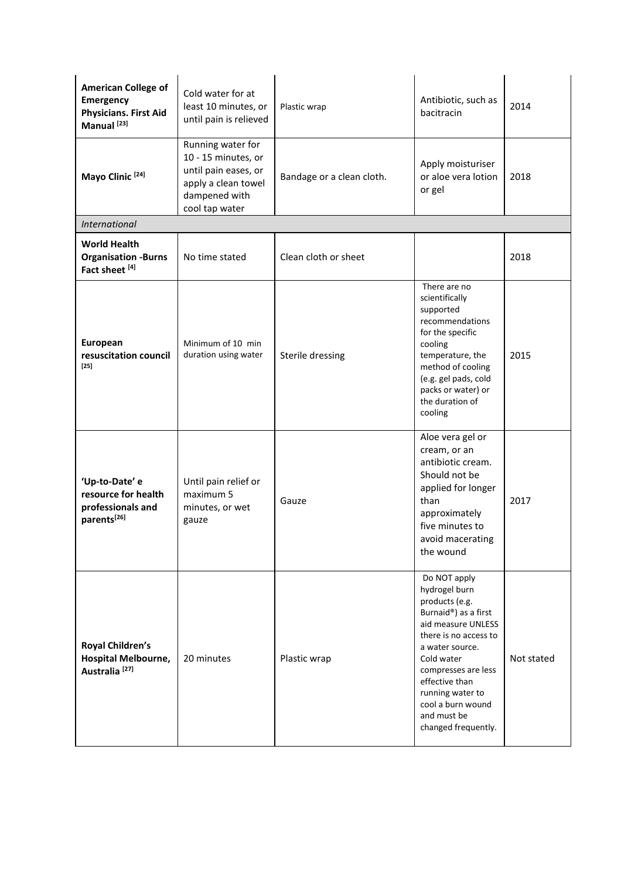| **American College of Emergency Physicians. First Aid Manual** [23] | Cold water for at least 10 minutes, or until pain is relieved | Plastic wrap | Antibiotic, such as bacitracin | 2014 |
|---|---|---|---|---|
| **Mayo Clinic** [24] | Running water for 10 - 15 minutes, or until pain eases, or apply a clean towel dampened with cool tap water | Bandage or a clean cloth. | Apply moisturiser or aloe vera lotion or gel | 2018 |
| *International* | | | | |
| **World Health Organisation -Burns Fact sheet** [4] | No time stated | Clean cloth or sheet | | 2018 |
| **European resuscitation council** [25] | Minimum of 10 min duration using water | Sterile dressing | There are no scientifically supported recommendations for the specific cooling temperature, the method of cooling (e.g. gel pads, cold packs or water) or the duration of cooling | 2015 |
| **'Up-to-Date' e resource for health professionals and parents**[26] | Until pain relief or maximum 5 minutes, or wet gauze | Gauze | Aloe vera gel or cream, or an antibiotic cream. Should not be applied for longer than approximately five minutes to avoid macerating the wound | 2017 |
| **Royal Children's Hospital Melbourne, Australia** [27] | 20 minutes | Plastic wrap | Do NOT apply hydrogel burn products (e.g. Burnaid®) as a first aid measure UNLESS there is no access to a water source. Cold water compresses are less effective than running water to cool a burn wound and must be changed frequently. | Not stated |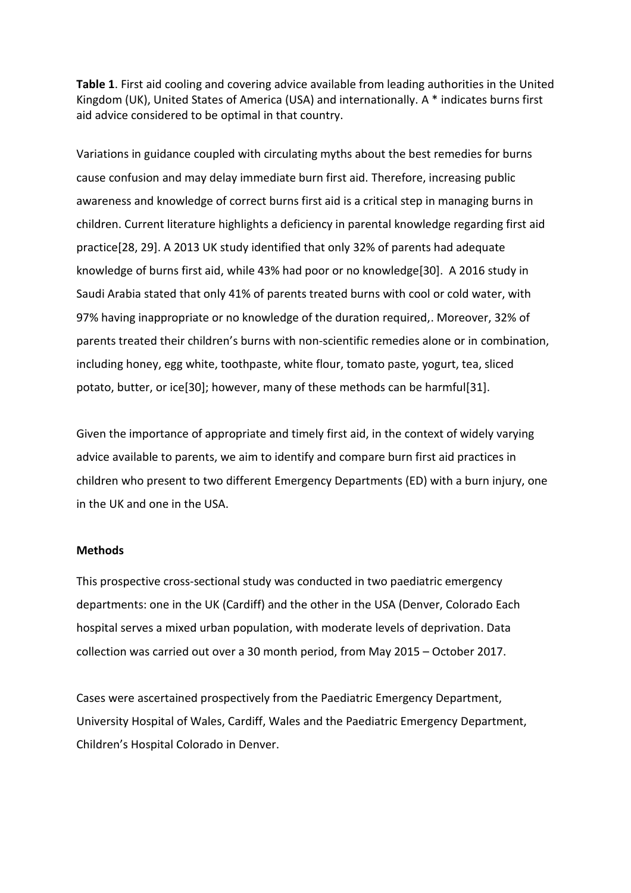**Table 1**. First aid cooling and covering advice available from leading authorities in the United Kingdom (UK), United States of America (USA) and internationally. A * indicates burns first aid advice considered to be optimal in that country.

Variations in guidance coupled with circulating myths about the best remedies for burns cause confusion and may delay immediate burn first aid. Therefore, increasing public awareness and knowledge of correct burns first aid is a critical step in managing burns in children. Current literature highlights a deficiency in parental knowledge regarding first aid practice[28, 29]. A 2013 UK study identified that only 32% of parents had adequate knowledge of burns first aid, while 43% had poor or no knowledge[30]. A 2016 study in Saudi Arabia stated that only 41% of parents treated burns with cool or cold water, with 97% having inappropriate or no knowledge of the duration required,. Moreover, 32% of parents treated their children's burns with non-scientific remedies alone or in combination, including honey, egg white, toothpaste, white flour, tomato paste, yogurt, tea, sliced potato, butter, or ice[30]; however, many of these methods can be harmful[31].

Given the importance of appropriate and timely first aid, in the context of widely varying advice available to parents, we aim to identify and compare burn first aid practices in children who present to two different Emergency Departments (ED) with a burn injury, one in the UK and one in the USA.

**Methods**

This prospective cross-sectional study was conducted in two paediatric emergency departments: one in the UK (Cardiff) and the other in the USA (Denver, Colorado Each hospital serves a mixed urban population, with moderate levels of deprivation. Data collection was carried out over a 30 month period, from May 2015 – October 2017.

Cases were ascertained prospectively from the Paediatric Emergency Department, University Hospital of Wales, Cardiff, Wales and the Paediatric Emergency Department, Children's Hospital Colorado in Denver.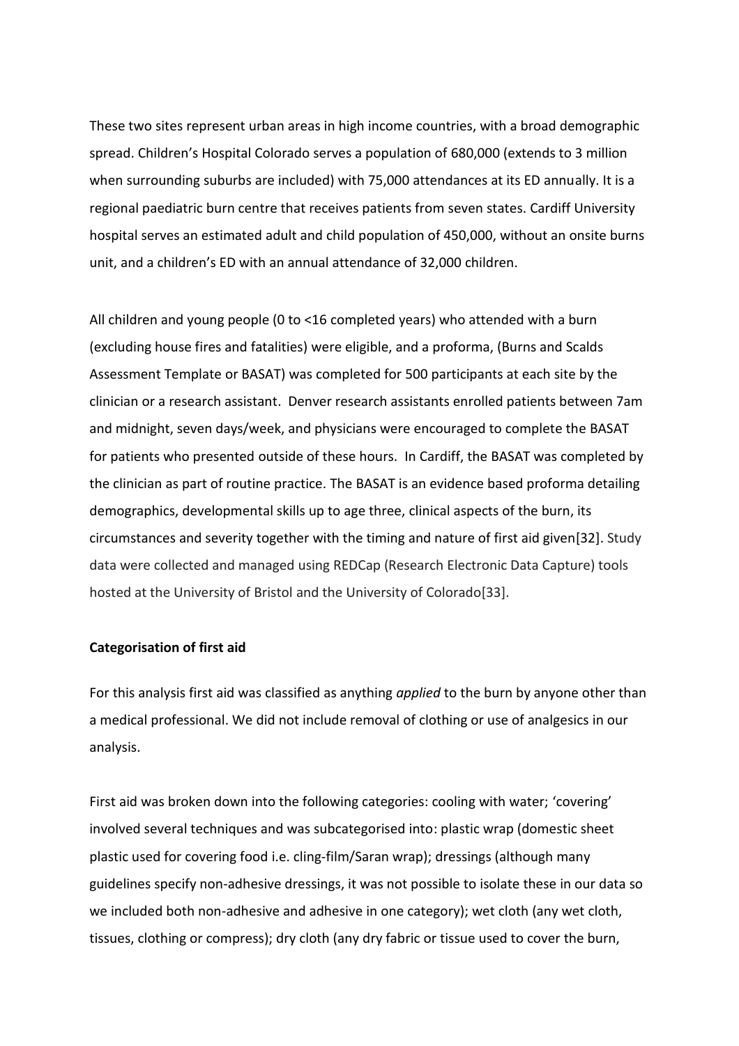These two sites represent urban areas in high income countries, with a broad demographic spread. Children's Hospital Colorado serves a population of 680,000 (extends to 3 million when surrounding suburbs are included) with 75,000 attendances at its ED annually. It is a regional paediatric burn centre that receives patients from seven states. Cardiff University hospital serves an estimated adult and child population of 450,000, without an onsite burns unit, and a children's ED with an annual attendance of 32,000 children.

All children and young people (0 to <16 completed years) who attended with a burn (excluding house fires and fatalities) were eligible, and a proforma, (Burns and Scalds Assessment Template or BASAT) was completed for 500 participants at each site by the clinician or a research assistant. Denver research assistants enrolled patients between 7am and midnight, seven days/week, and physicians were encouraged to complete the BASAT for patients who presented outside of these hours. In Cardiff, the BASAT was completed by the clinician as part of routine practice. The BASAT is an evidence based proforma detailing demographics, developmental skills up to age three, clinical aspects of the burn, its circumstances and severity together with the timing and nature of first aid given[32]. Study data were collected and managed using REDCap (Research Electronic Data Capture) tools hosted at the University of Bristol and the University of Colorado[33].

**Categorisation of first aid**

For this analysis first aid was classified as anything *applied* to the burn by anyone other than a medical professional. We did not include removal of clothing or use of analgesics in our analysis.

First aid was broken down into the following categories: cooling with water; 'covering' involved several techniques and was subcategorised into: plastic wrap (domestic sheet plastic used for covering food i.e. cling-film/Saran wrap); dressings (although many guidelines specify non-adhesive dressings, it was not possible to isolate these in our data so we included both non-adhesive and adhesive in one category); wet cloth (any wet cloth, tissues, clothing or compress); dry cloth (any dry fabric or tissue used to cover the burn,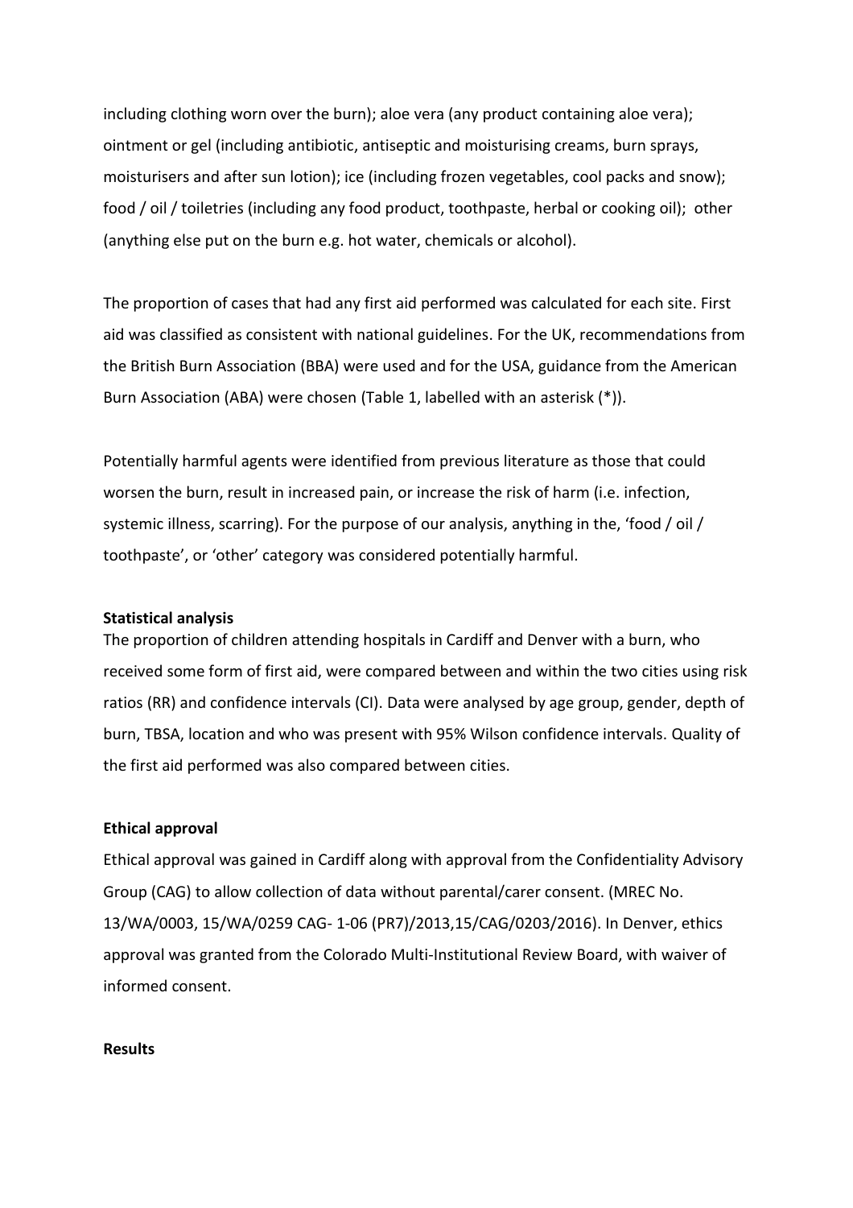including clothing worn over the burn); aloe vera (any product containing aloe vera); ointment or gel (including antibiotic, antiseptic and moisturising creams, burn sprays, moisturisers and after sun lotion); ice (including frozen vegetables, cool packs and snow); food / oil / toiletries (including any food product, toothpaste, herbal or cooking oil); other (anything else put on the burn e.g. hot water, chemicals or alcohol).

The proportion of cases that had any first aid performed was calculated for each site. First aid was classified as consistent with national guidelines. For the UK, recommendations from the British Burn Association (BBA) were used and for the USA, guidance from the American Burn Association (ABA) were chosen (Table 1, labelled with an asterisk (*)).

Potentially harmful agents were identified from previous literature as those that could worsen the burn, result in increased pain, or increase the risk of harm (i.e. infection, systemic illness, scarring). For the purpose of our analysis, anything in the, 'food / oil / toothpaste', or 'other' category was considered potentially harmful.

**Statistical analysis**

The proportion of children attending hospitals in Cardiff and Denver with a burn, who received some form of first aid, were compared between and within the two cities using risk ratios (RR) and confidence intervals (CI). Data were analysed by age group, gender, depth of burn, TBSA, location and who was present with 95% Wilson confidence intervals. Quality of the first aid performed was also compared between cities.

**Ethical approval**

Ethical approval was gained in Cardiff along with approval from the Confidentiality Advisory Group (CAG) to allow collection of data without parental/carer consent. (MREC No. 13/WA/0003, 15/WA/0259 CAG- 1-06 (PR7)/2013,15/CAG/0203/2016). In Denver, ethics approval was granted from the Colorado Multi-Institutional Review Board, with waiver of informed consent.

**Results**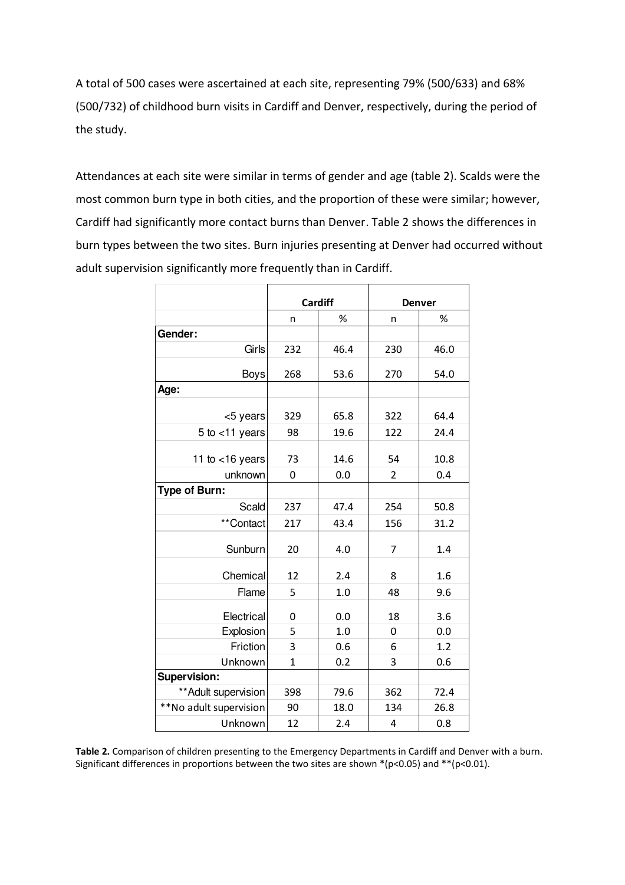A total of 500 cases were ascertained at each site, representing 79% (500/633) and 68% (500/732) of childhood burn visits in Cardiff and Denver, respectively, during the period of the study.

Attendances at each site were similar in terms of gender and age (table 2). Scalds were the most common burn type in both cities, and the proportion of these were similar; however, Cardiff had significantly more contact burns than Denver. Table 2 shows the differences in burn types between the two sites. Burn injuries presenting at Denver had occurred without adult supervision significantly more frequently than in Cardiff.

| | Cardiff | | Denver | |
|---|---|---|---|---|
| | n | % | n | % |
| **Gender:** | | | | |
| Girls | 232 | 46.4 | 230 | 46.0 |
| Boys | 268 | 53.6 | 270 | 54.0 |
| **Age:** | | | | |
| <5 years | 329 | 65.8 | 322 | 64.4 |
| 5 to <11 years | 98 | 19.6 | 122 | 24.4 |
| 11 to <16 years | 73 | 14.6 | 54 | 10.8 |
| unknown | 0 | 0.0 | 2 | 0.4 |
| **Type of Burn:** | | | | |
| Scald | 237 | 47.4 | 254 | 50.8 |
| **Contact | 217 | 43.4 | 156 | 31.2 |
| Sunburn | 20 | 4.0 | 7 | 1.4 |
| Chemical | 12 | 2.4 | 8 | 1.6 |
| Flame | 5 | 1.0 | 48 | 9.6 |
| Electrical | 0 | 0.0 | 18 | 3.6 |
| Explosion | 5 | 1.0 | 0 | 0.0 |
| Friction | 3 | 0.6 | 6 | 1.2 |
| Unknown | 1 | 0.2 | 3 | 0.6 |
| **Supervision:** | | | | |
| **Adult supervision | 398 | 79.6 | 362 | 72.4 |
| **No adult supervision | 90 | 18.0 | 134 | 26.8 |
| Unknown | 12 | 2.4 | 4 | 0.8 |

**Table 2.** Comparison of children presenting to the Emergency Departments in Cardiff and Denver with a burn. Significant differences in proportions between the two sites are shown *($p<0.05$) and **($p<0.01$).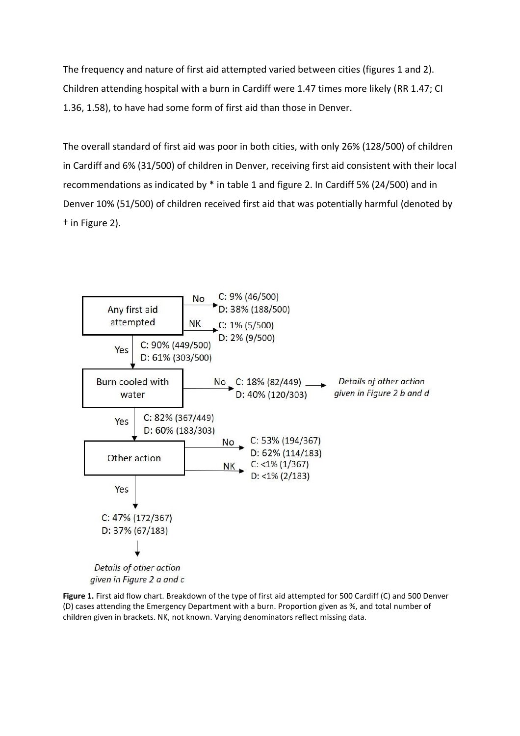The frequency and nature of first aid attempted varied between cities (figures 1 and 2). Children attending hospital with a burn in Cardiff were 1.47 times more likely (RR 1.47; CI 1.36, 1.58), to have had some form of first aid than those in Denver.

The overall standard of first aid was poor in both cities, with only 26% (128/500) of children in Cardiff and 6% (31/500) of children in Denver, receiving first aid consistent with their local recommendations as indicated by * in table 1 and figure 2. In Cardiff 5% (24/500) and in Denver 10% (51/500) of children received first aid that was potentially harmful (denoted by † in Figure 2).

Any first aid attempted

No: C: 9% (46/500) D: 38% (188/500)

NK: C: 1% (5/500) D: 2% (9/500)

Yes: C: 90% (449/500) D: 61% (303/500)

Burn cooled with water

No: C: 18% (82/449) D: 40% (120/303) → *Details of other action given in Figure 2 b and d*

Yes: C: 82% (367/449) D: 60% (183/303)

Other action

No: C: 53% (194/367) D: 62% (114/183)

NK: C: <1% (1/367) D: <1% (2/183)

Yes: C: 47% (172/367) D: 37% (67/183)

*Details of other action given in Figure 2 a and c*

**Figure 1.** First aid flow chart. Breakdown of the type of first aid attempted for 500 Cardiff (C) and 500 Denver (D) cases attending the Emergency Department with a burn. Proportion given as %, and total number of children given in brackets. NK, not known. Varying denominators reflect missing data.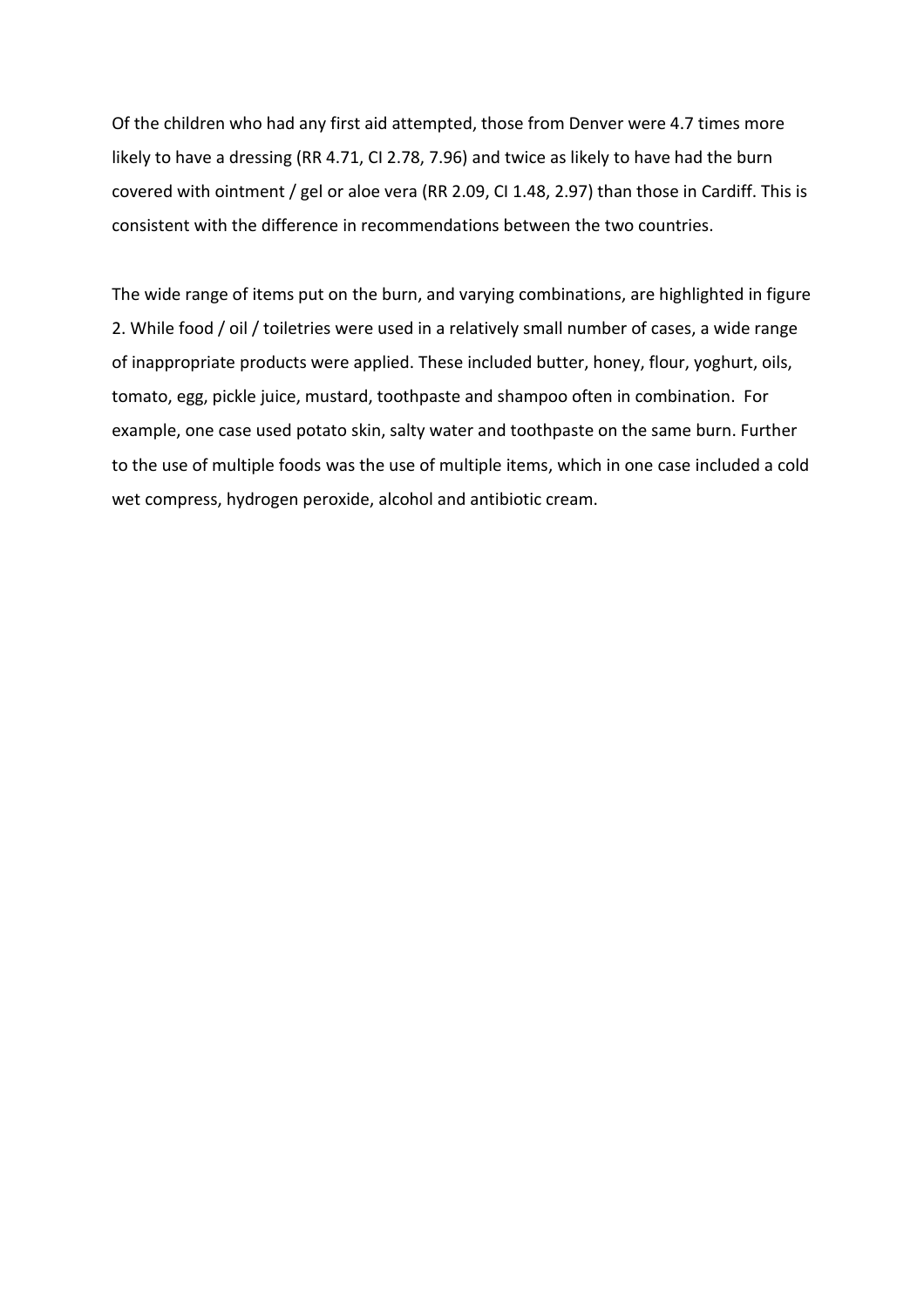Of the children who had any first aid attempted, those from Denver were 4.7 times more likely to have a dressing (RR 4.71, CI 2.78, 7.96) and twice as likely to have had the burn covered with ointment / gel or aloe vera (RR 2.09, CI 1.48, 2.97) than those in Cardiff. This is consistent with the difference in recommendations between the two countries.

The wide range of items put on the burn, and varying combinations, are highlighted in figure 2. While food / oil / toiletries were used in a relatively small number of cases, a wide range of inappropriate products were applied. These included butter, honey, flour, yoghurt, oils, tomato, egg, pickle juice, mustard, toothpaste and shampoo often in combination. For example, one case used potato skin, salty water and toothpaste on the same burn. Further to the use of multiple foods was the use of multiple items, which in one case included a cold wet compress, hydrogen peroxide, alcohol and antibiotic cream.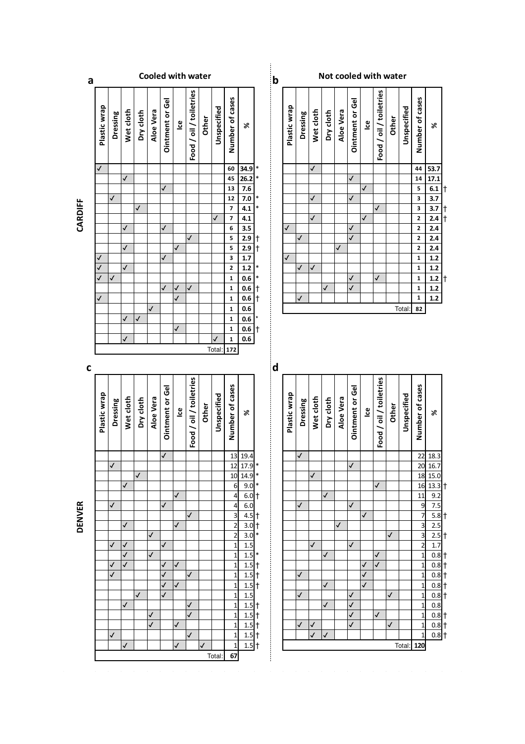## CARDIFF

**a** Cooled with water

| Plastic wrap | Dressing | Wet cloth | Dry cloth | Aloe Vera | Ointment or Gel | Ice | Food / oil / toiletries | Other | Unspecified | Number of cases | % | |
|---|---|---|---|---|---|---|---|---|---|---|---|---|
| ✓ | | | | | | | | | | 60 | 34.9 | * |
| | | ✓ | | | | | | | | 45 | 26.2 | * |
| | | | | | ✓ | | | | | 13 | 7.6 | |
| | ✓ | | | | | | | | | 12 | 7.0 | * |
| | | | ✓ | | | | | | | 7 | 4.1 | * |
| | | | | | | | | | ✓ | 7 | 4.1 | |
| | | ✓ | | | ✓ | | | | | 6 | 3.5 | |
| | | | | | | | ✓ | | | 5 | 2.9 | † |
| | | ✓ | | | | ✓ | | | | 5 | 2.9 | † |
| ✓ | | | | | ✓ | | | | | 3 | 1.7 | |
| ✓ | | ✓ | | | | | | | | 2 | 1.2 | * |
| ✓ | ✓ | | | | | | | | | 1 | 0.6 | * |
| | | | | | ✓ | ✓ | ✓ | | | 1 | 0.6 | † |
| ✓ | | | | | | ✓ | | | | 1 | 0.6 | † |
| | | | | ✓ | | | | | | 1 | 0.6 | |
| | | ✓ | ✓ | | | | | | | 1 | 0.6 | * |
| | | | | | | ✓ | | | | 1 | 0.6 | † |
| | | ✓ | | | | | | | ✓ | 1 | 0.6 | |
| | | | | | | | | | Total: | 172 | | |

**b** Not cooled with water

| Plastic wrap | Dressing | Wet cloth | Dry cloth | Aloe Vera | Ointment or Gel | Ice | Food / oil / toiletries | Other | Unspecified | Number of cases | % | |
|---|---|---|---|---|---|---|---|---|---|---|---|---|
| | | ✓ | | | | | | | | 44 | 53.7 | |
| | | | | | ✓ | | | | | 14 | 17.1 | |
| | | | | | | ✓ | | | | 5 | 6.1 | † |
| | | ✓ | | | ✓ | | | | | 3 | 3.7 | |
| | | | | | | | ✓ | | | 3 | 3.7 | † |
| | | ✓ | | | | ✓ | | | | 2 | 2.4 | † |
| ✓ | | | | | ✓ | | | | | 2 | 2.4 | |
| | ✓ | | | | ✓ | | | | | 2 | 2.4 | |
| | | | | ✓ | | | | | | 2 | 2.4 | |
| ✓ | | | | | | | | | | 1 | 1.2 | |
| | ✓ | ✓ | | | | | | | | 1 | 1.2 | |
| | | | | | ✓ | | ✓ | | | 1 | 1.2 | † |
| | | | ✓ | | ✓ | | | | | 1 | 1.2 | |
| | ✓ | | | | | | | | | 1 | 1.2 | |
| | | | | | | | | | Total: | 82 | | |

## DENVER

**c**

| Plastic wrap | Dressing | Wet cloth | Dry cloth | Aloe Vera | Ointment or Gel | Ice | Food / oil / toiletries | Other | Unspecified | Number of cases | % | |
|---|---|---|---|---|---|---|---|---|---|---|---|---|
| | | | | | ✓ | | | | | 13 | 19.4 | |
| | ✓ | | | | | | | | | 12 | 17.9 | * |
| | | | ✓ | | | | | | | 10 | 14.9 | * |
| | | ✓ | | | | | | | | 6 | 9.0 | * |
| | | | | | | ✓ | | | | 4 | 6.0 | † |
| | ✓ | | | | ✓ | | | | | 4 | 6.0 | |
| | | | | | | | ✓ | | | 3 | 4.5 | † |
| | | ✓ | | | | ✓ | | | | 2 | 3.0 | † |
| | | | | ✓ | | | | | | 2 | 3.0 | * |
| | ✓ | ✓ | | | ✓ | | | | | 1 | 1.5 | |
| | | ✓ | | ✓ | | | | | | 1 | 1.5 | * |
| | ✓ | ✓ | | | ✓ | ✓ | | | | 1 | 1.5 | † |
| | ✓ | | | | ✓ | | ✓ | | | 1 | 1.5 | † |
| | | | | | ✓ | ✓ | | | | 1 | 1.5 | † |
| | | | ✓ | | ✓ | | | | | 1 | 1.5 | |
| | | ✓ | | | | | ✓ | | | 1 | 1.5 | † |
| | | | | ✓ | | | ✓ | | | 1 | 1.5 | † |
| | | | | ✓ | | ✓ | | | | 1 | 1.5 | † |
| | ✓ | | | | | | ✓ | | | 1 | 1.5 | † |
| | | ✓ | | | | ✓ | | ✓ | | 1 | 1.5 | † |
| | | | | | | | | | Total: | 67 | | |

**d**

| Plastic wrap | Dressing | Wet cloth | Dry cloth | Aloe Vera | Ointment or Gel | Ice | Food / oil / toiletries | Other | Unspecified | Number of cases | % | |
|---|---|---|---|---|---|---|---|---|---|---|---|---|
| | ✓ | | | | | | | | | 22 | 18.3 | |
| | | | | | ✓ | | | | | 20 | 16.7 | |
| | | ✓ | | | | | | | | 18 | 15.0 | |
| | | | | | | | ✓ | | | 16 | 13.3 | † |
| | | | ✓ | | | | | | | 11 | 9.2 | |
| | ✓ | | | | ✓ | | | | | 9 | 7.5 | |
| | | | | | | ✓ | | | | 7 | 5.8 | † |
| | | | | ✓ | | | | | | 3 | 2.5 | |
| | | | | | | | | ✓ | | 3 | 2.5 | † |
| | | ✓ | | | ✓ | | | | | 2 | 1.7 | |
| | | | ✓ | | | | ✓ | | | 1 | 0.8 | † |
| | | | | | | ✓ | ✓ | | | 1 | 0.8 | † |
| | ✓ | | | | | ✓ | | | | 1 | 0.8 | † |
| | | | ✓ | | | ✓ | | | | 1 | 0.8 | † |
| | ✓ | | | | ✓ | | | ✓ | | 1 | 0.8 | † |
| | | | ✓ | | ✓ | | | | | 1 | 0.8 | |
| | | | | | ✓ | | ✓ | | | 1 | 0.8 | † |
| | ✓ | ✓ | | | ✓ | | | ✓ | | 1 | 0.8 | † |
| | | ✓ | ✓ | | | | | | | 1 | 0.8 | † |
| | | | | | | | | | Total: | 120 | | |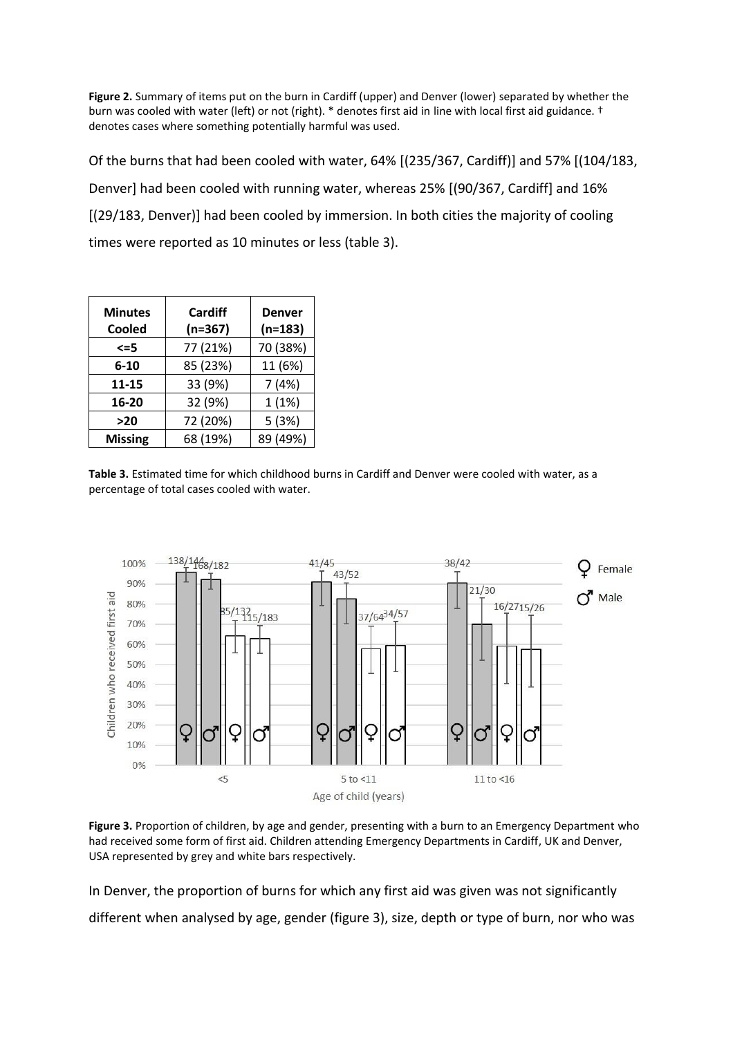**Figure 2.** Summary of items put on the burn in Cardiff (upper) and Denver (lower) separated by whether the burn was cooled with water (left) or not (right). * denotes first aid in line with local first aid guidance. † denotes cases where something potentially harmful was used.

Of the burns that had been cooled with water, 64% [(235/367, Cardiff)] and 57% [(104/183, Denver] had been cooled with running water, whereas 25% [(90/367, Cardiff] and 16% [(29/183, Denver)] had been cooled by immersion. In both cities the majority of cooling times were reported as 10 minutes or less (table 3).

| Minutes Cooled | Cardiff (n=367) | Denver (n=183) |
|---|---|---|
| <=5 | 77 (21%) | 70 (38%) |
| 6-10 | 85 (23%) | 11 (6%) |
| 11-15 | 33 (9%) | 7 (4%) |
| 16-20 | 32 (9%) | 1 (1%) |
| >20 | 72 (20%) | 5 (3%) |
| Missing | 68 (19%) | 89 (49%) |

**Table 3.** Estimated time for which childhood burns in Cardiff and Denver were cooled with water, as a percentage of total cases cooled with water.

Children who received first aid

100%
90%
80%
70%
60%
50%
40%
30%
20%
10%
0%

138/144 168/182 85/132 115/183

41/45 43/52 37/64 34/57

38/42 21/30 16/27 15/26

♀ Female

♂ Male

<5

5 to <11

11 to <16

Age of child (years)

**Figure 3.** Proportion of children, by age and gender, presenting with a burn to an Emergency Department who had received some form of first aid. Children attending Emergency Departments in Cardiff, UK and Denver, USA represented by grey and white bars respectively.

In Denver, the proportion of burns for which any first aid was given was not significantly different when analysed by age, gender (figure 3), size, depth or type of burn, nor who was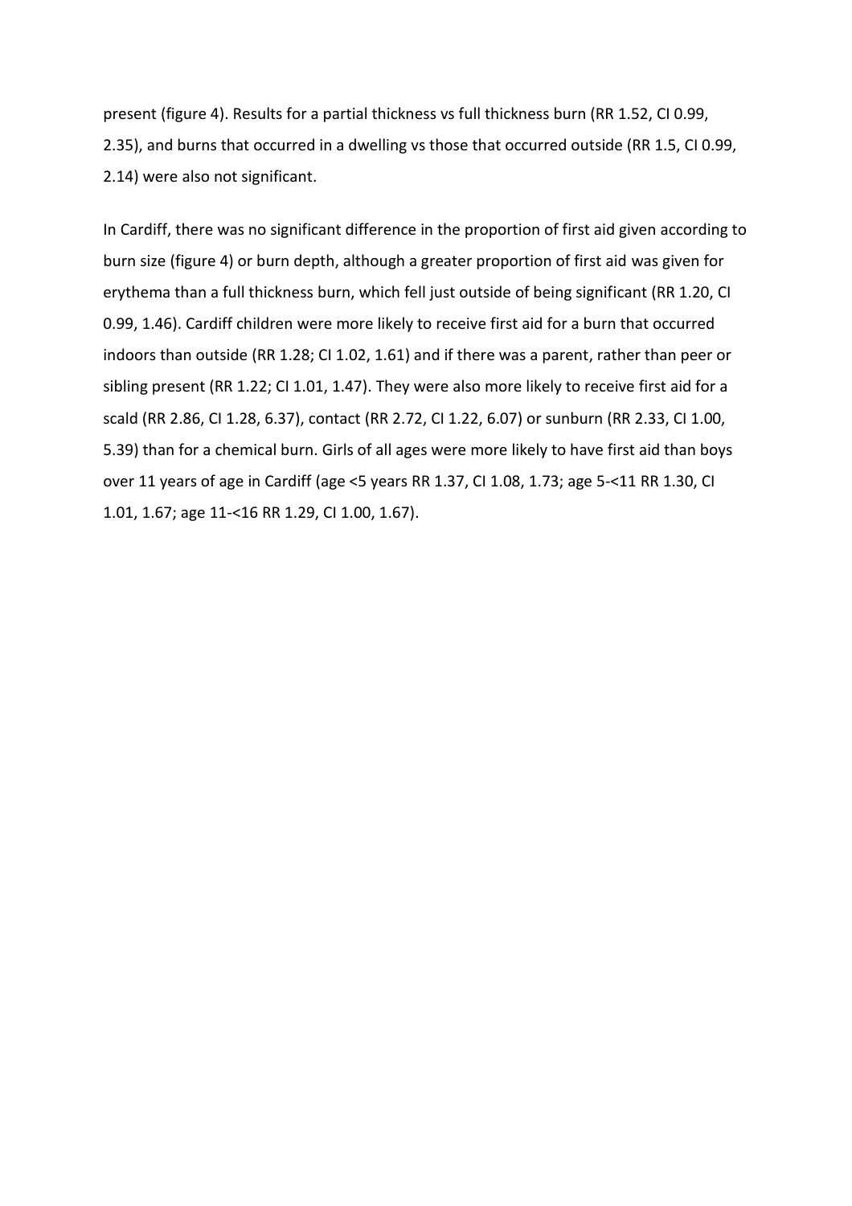present (figure 4). Results for a partial thickness vs full thickness burn (RR 1.52, CI 0.99, 2.35), and burns that occurred in a dwelling vs those that occurred outside (RR 1.5, CI 0.99, 2.14) were also not significant.

In Cardiff, there was no significant difference in the proportion of first aid given according to burn size (figure 4) or burn depth, although a greater proportion of first aid was given for erythema than a full thickness burn, which fell just outside of being significant (RR 1.20, CI 0.99, 1.46). Cardiff children were more likely to receive first aid for a burn that occurred indoors than outside (RR 1.28; CI 1.02, 1.61) and if there was a parent, rather than peer or sibling present (RR 1.22; CI 1.01, 1.47). They were also more likely to receive first aid for a scald (RR 2.86, CI 1.28, 6.37), contact (RR 2.72, CI 1.22, 6.07) or sunburn (RR 2.33, CI 1.00, 5.39) than for a chemical burn. Girls of all ages were more likely to have first aid than boys over 11 years of age in Cardiff (age <5 years RR 1.37, CI 1.08, 1.73; age 5-<11 RR 1.30, CI 1.01, 1.67; age 11-<16 RR 1.29, CI 1.00, 1.67).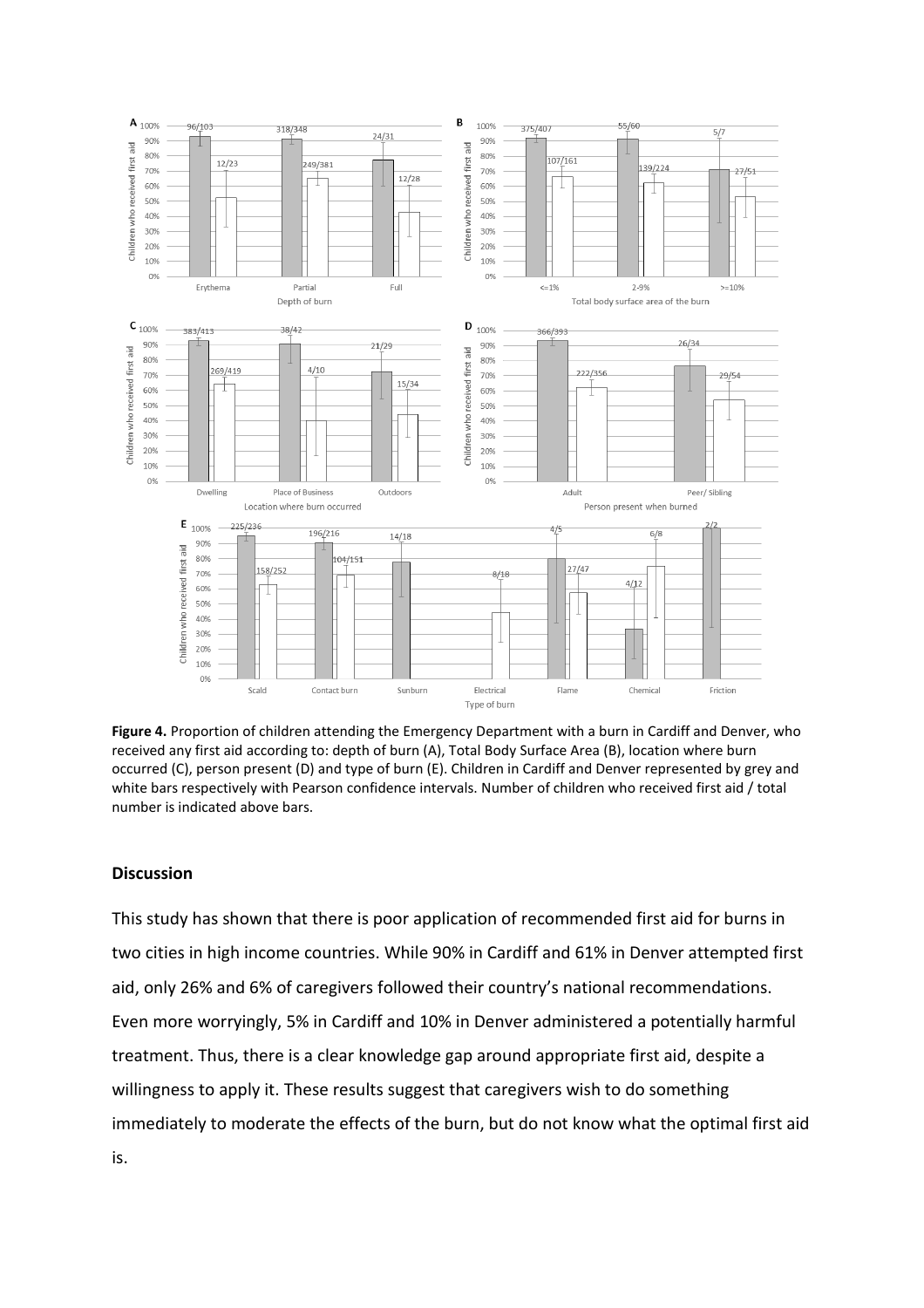A

Children who received first aid

100%
90%
80%
70%
60%
50%
40%
30%
20%
10%
0%

96/103
12/23
318/348
249/381
24/31
12/28

Erythema
Partial
Full

Depth of burn

B

Children who received first aid

375/407
107/161
55/60
139/224
5/7
27/51

<=1%
2-9%
>=10%

Total body surface area of the burn

C

Children who received first aid

383/413
269/419
38/42
4/10
21/29
15/34

Dwelling
Place of Business
Outdoors

Location where burn occurred

D

Children who received first aid

366/393
222/356
26/34
29/54

Adult
Peer/ Sibling

Person present when burned

E

Children who received first aid

225/236
158/252
196/216
104/151
14/18
8/18
4/5
27/47
4/12
6/8
2/2

Scald
Contact burn
Sunburn
Electrical
Flame
Chemical
Friction

Type of burn

**Figure 4.** Proportion of children attending the Emergency Department with a burn in Cardiff and Denver, who received any first aid according to: depth of burn (A), Total Body Surface Area (B), location where burn occurred (C), person present (D) and type of burn (E). Children in Cardiff and Denver represented by grey and white bars respectively with Pearson confidence intervals. Number of children who received first aid / total number is indicated above bars.

## Discussion

This study has shown that there is poor application of recommended first aid for burns in two cities in high income countries. While 90% in Cardiff and 61% in Denver attempted first aid, only 26% and 6% of caregivers followed their country's national recommendations. Even more worryingly, 5% in Cardiff and 10% in Denver administered a potentially harmful treatment. Thus, there is a clear knowledge gap around appropriate first aid, despite a willingness to apply it. These results suggest that caregivers wish to do something immediately to moderate the effects of the burn, but do not know what the optimal first aid is.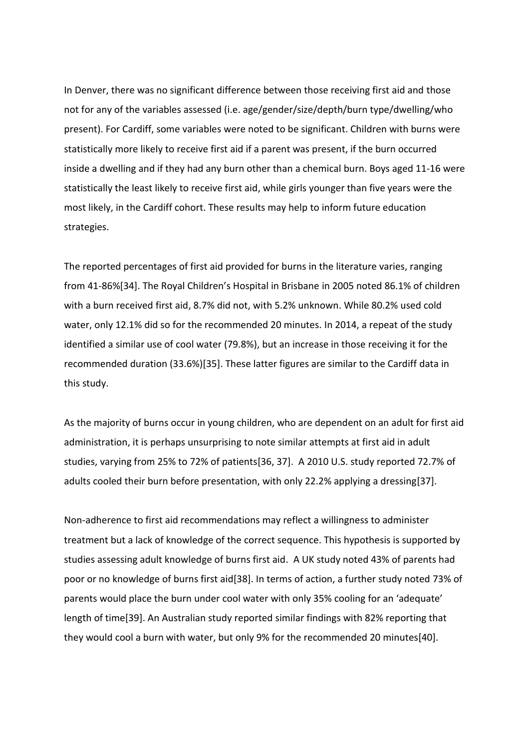In Denver, there was no significant difference between those receiving first aid and those not for any of the variables assessed (i.e. age/gender/size/depth/burn type/dwelling/who present). For Cardiff, some variables were noted to be significant. Children with burns were statistically more likely to receive first aid if a parent was present, if the burn occurred inside a dwelling and if they had any burn other than a chemical burn. Boys aged 11-16 were statistically the least likely to receive first aid, while girls younger than five years were the most likely, in the Cardiff cohort. These results may help to inform future education strategies.

The reported percentages of first aid provided for burns in the literature varies, ranging from 41-86%[34]. The Royal Children's Hospital in Brisbane in 2005 noted 86.1% of children with a burn received first aid, 8.7% did not, with 5.2% unknown. While 80.2% used cold water, only 12.1% did so for the recommended 20 minutes. In 2014, a repeat of the study identified a similar use of cool water (79.8%), but an increase in those receiving it for the recommended duration (33.6%)[35]. These latter figures are similar to the Cardiff data in this study.

As the majority of burns occur in young children, who are dependent on an adult for first aid administration, it is perhaps unsurprising to note similar attempts at first aid in adult studies, varying from 25% to 72% of patients[36, 37]. A 2010 U.S. study reported 72.7% of adults cooled their burn before presentation, with only 22.2% applying a dressing[37].

Non-adherence to first aid recommendations may reflect a willingness to administer treatment but a lack of knowledge of the correct sequence. This hypothesis is supported by studies assessing adult knowledge of burns first aid. A UK study noted 43% of parents had poor or no knowledge of burns first aid[38]. In terms of action, a further study noted 73% of parents would place the burn under cool water with only 35% cooling for an 'adequate' length of time[39]. An Australian study reported similar findings with 82% reporting that they would cool a burn with water, but only 9% for the recommended 20 minutes[40].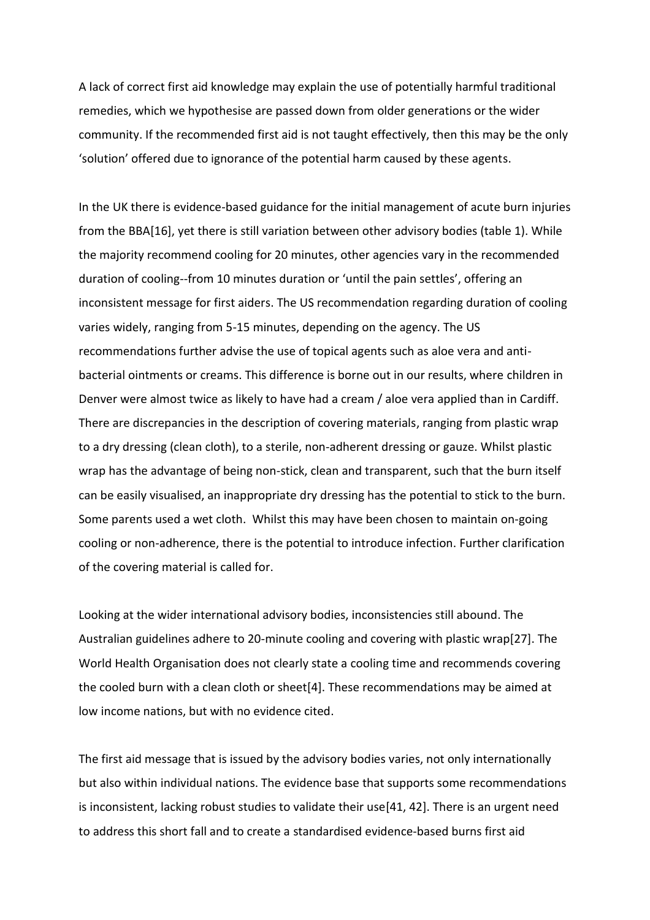A lack of correct first aid knowledge may explain the use of potentially harmful traditional remedies, which we hypothesise are passed down from older generations or the wider community. If the recommended first aid is not taught effectively, then this may be the only 'solution' offered due to ignorance of the potential harm caused by these agents.

In the UK there is evidence-based guidance for the initial management of acute burn injuries from the BBA[16], yet there is still variation between other advisory bodies (table 1). While the majority recommend cooling for 20 minutes, other agencies vary in the recommended duration of cooling--from 10 minutes duration or 'until the pain settles', offering an inconsistent message for first aiders. The US recommendation regarding duration of cooling varies widely, ranging from 5-15 minutes, depending on the agency. The US recommendations further advise the use of topical agents such as aloe vera and anti-bacterial ointments or creams. This difference is borne out in our results, where children in Denver were almost twice as likely to have had a cream / aloe vera applied than in Cardiff. There are discrepancies in the description of covering materials, ranging from plastic wrap to a dry dressing (clean cloth), to a sterile, non-adherent dressing or gauze. Whilst plastic wrap has the advantage of being non-stick, clean and transparent, such that the burn itself can be easily visualised, an inappropriate dry dressing has the potential to stick to the burn. Some parents used a wet cloth. Whilst this may have been chosen to maintain on-going cooling or non-adherence, there is the potential to introduce infection. Further clarification of the covering material is called for.

Looking at the wider international advisory bodies, inconsistencies still abound. The Australian guidelines adhere to 20-minute cooling and covering with plastic wrap[27]. The World Health Organisation does not clearly state a cooling time and recommends covering the cooled burn with a clean cloth or sheet[4]. These recommendations may be aimed at low income nations, but with no evidence cited.

The first aid message that is issued by the advisory bodies varies, not only internationally but also within individual nations. The evidence base that supports some recommendations is inconsistent, lacking robust studies to validate their use[41, 42]. There is an urgent need to address this short fall and to create a standardised evidence-based burns first aid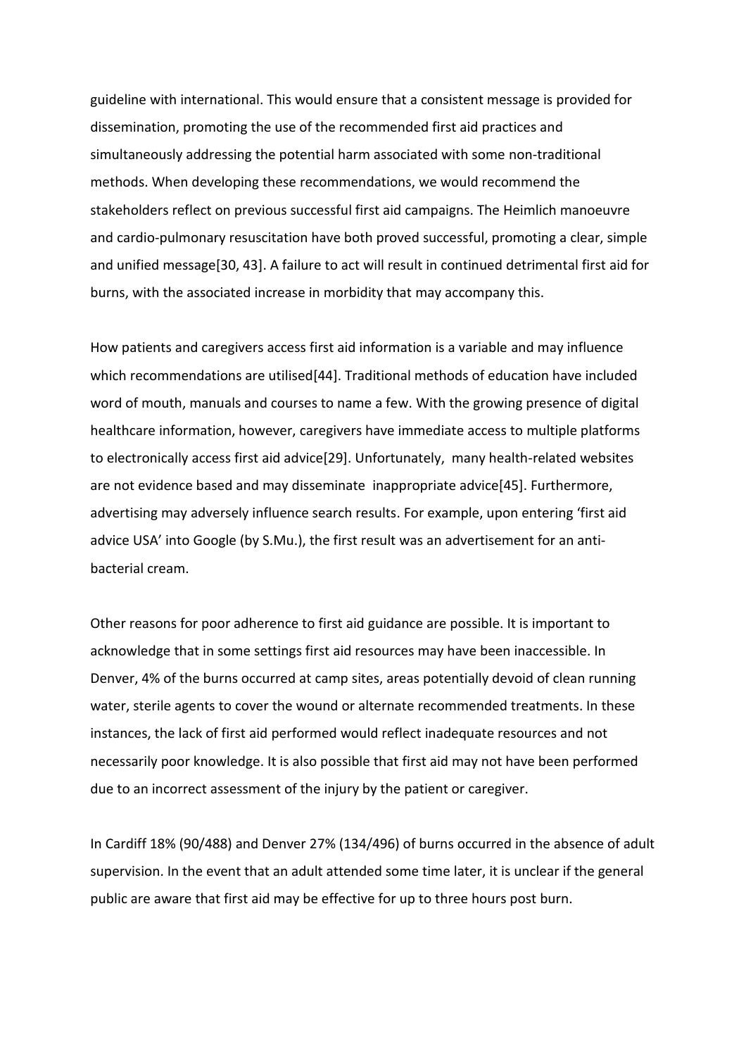guideline with international. This would ensure that a consistent message is provided for dissemination, promoting the use of the recommended first aid practices and simultaneously addressing the potential harm associated with some non-traditional methods. When developing these recommendations, we would recommend the stakeholders reflect on previous successful first aid campaigns. The Heimlich manoeuvre and cardio-pulmonary resuscitation have both proved successful, promoting a clear, simple and unified message[30, 43]. A failure to act will result in continued detrimental first aid for burns, with the associated increase in morbidity that may accompany this.

How patients and caregivers access first aid information is a variable and may influence which recommendations are utilised[44]. Traditional methods of education have included word of mouth, manuals and courses to name a few. With the growing presence of digital healthcare information, however, caregivers have immediate access to multiple platforms to electronically access first aid advice[29]. Unfortunately, many health-related websites are not evidence based and may disseminate inappropriate advice[45]. Furthermore, advertising may adversely influence search results. For example, upon entering 'first aid advice USA' into Google (by S.Mu.), the first result was an advertisement for an anti-bacterial cream.

Other reasons for poor adherence to first aid guidance are possible. It is important to acknowledge that in some settings first aid resources may have been inaccessible. In Denver, 4% of the burns occurred at camp sites, areas potentially devoid of clean running water, sterile agents to cover the wound or alternate recommended treatments. In these instances, the lack of first aid performed would reflect inadequate resources and not necessarily poor knowledge. It is also possible that first aid may not have been performed due to an incorrect assessment of the injury by the patient or caregiver.

In Cardiff 18% (90/488) and Denver 27% (134/496) of burns occurred in the absence of adult supervision. In the event that an adult attended some time later, it is unclear if the general public are aware that first aid may be effective for up to three hours post burn.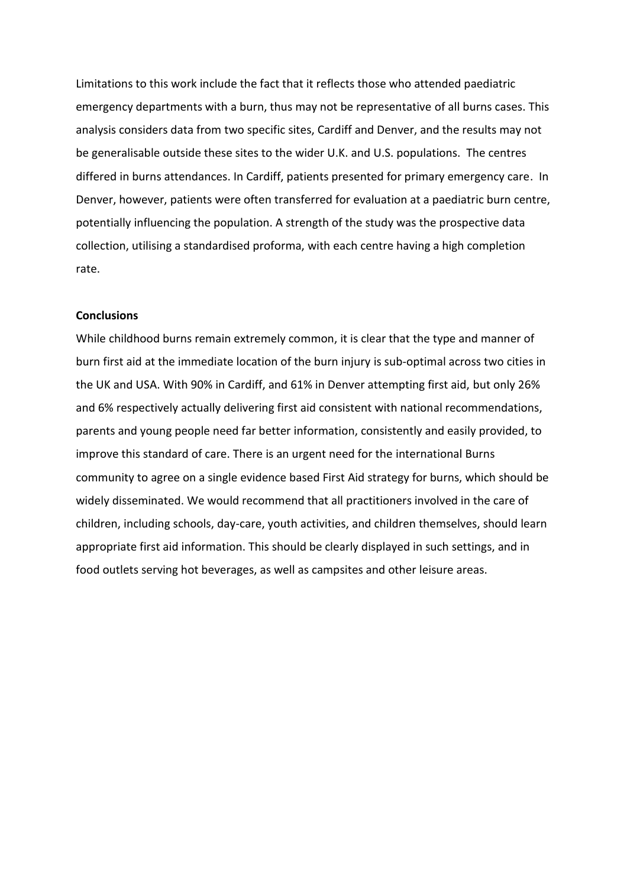Limitations to this work include the fact that it reflects those who attended paediatric emergency departments with a burn, thus may not be representative of all burns cases. This analysis considers data from two specific sites, Cardiff and Denver, and the results may not be generalisable outside these sites to the wider U.K. and U.S. populations. The centres differed in burns attendances. In Cardiff, patients presented for primary emergency care. In Denver, however, patients were often transferred for evaluation at a paediatric burn centre, potentially influencing the population. A strength of the study was the prospective data collection, utilising a standardised proforma, with each centre having a high completion rate.

**Conclusions**

While childhood burns remain extremely common, it is clear that the type and manner of burn first aid at the immediate location of the burn injury is sub-optimal across two cities in the UK and USA. With 90% in Cardiff, and 61% in Denver attempting first aid, but only 26% and 6% respectively actually delivering first aid consistent with national recommendations, parents and young people need far better information, consistently and easily provided, to improve this standard of care. There is an urgent need for the international Burns community to agree on a single evidence based First Aid strategy for burns, which should be widely disseminated. We would recommend that all practitioners involved in the care of children, including schools, day-care, youth activities, and children themselves, should learn appropriate first aid information. This should be clearly displayed in such settings, and in food outlets serving hot beverages, as well as campsites and other leisure areas.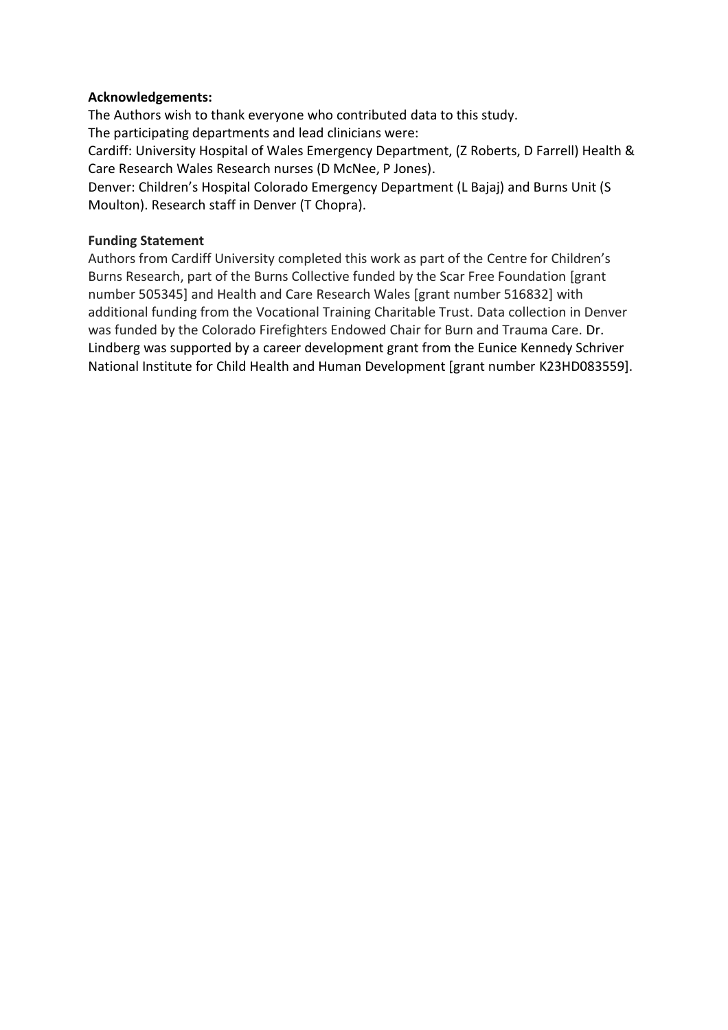**Acknowledgements:**

The Authors wish to thank everyone who contributed data to this study.

The participating departments and lead clinicians were:

Cardiff: University Hospital of Wales Emergency Department, (Z Roberts, D Farrell) Health & Care Research Wales Research nurses (D McNee, P Jones).

Denver: Children's Hospital Colorado Emergency Department (L Bajaj) and Burns Unit (S Moulton). Research staff in Denver (T Chopra).

**Funding Statement**

Authors from Cardiff University completed this work as part of the Centre for Children's Burns Research, part of the Burns Collective funded by the Scar Free Foundation [grant number 505345] and Health and Care Research Wales [grant number 516832] with additional funding from the Vocational Training Charitable Trust. Data collection in Denver was funded by the Colorado Firefighters Endowed Chair for Burn and Trauma Care. Dr. Lindberg was supported by a career development grant from the Eunice Kennedy Schriver National Institute for Child Health and Human Development [grant number K23HD083559].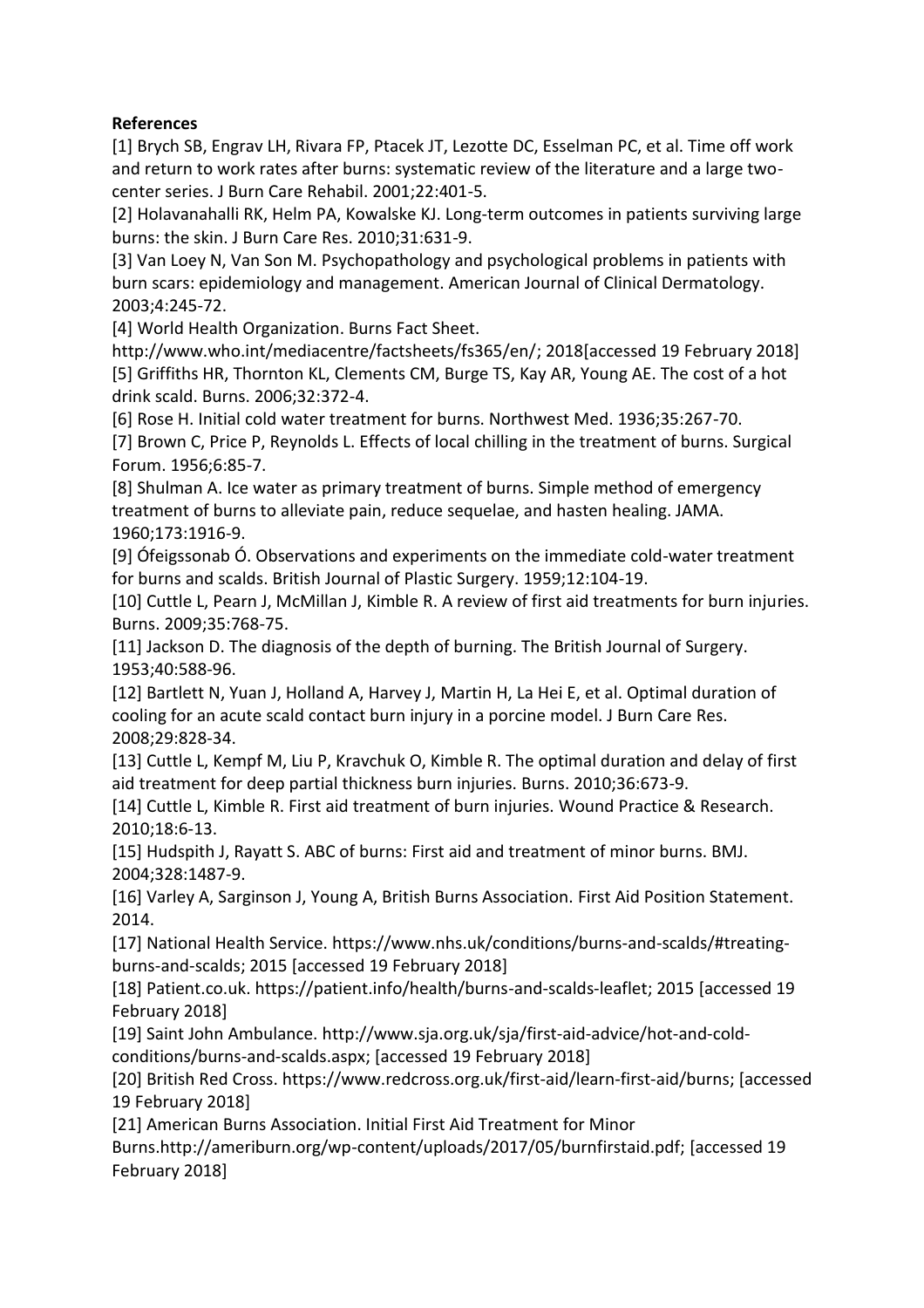**References**

[1] Brych SB, Engrav LH, Rivara FP, Ptacek JT, Lezotte DC, Esselman PC, et al. Time off work and return to work rates after burns: systematic review of the literature and a large two-center series. J Burn Care Rehabil. 2001;22:401-5.

[2] Holavanahalli RK, Helm PA, Kowalske KJ. Long-term outcomes in patients surviving large burns: the skin. J Burn Care Res. 2010;31:631-9.

[3] Van Loey N, Van Son M. Psychopathology and psychological problems in patients with burn scars: epidemiology and management. American Journal of Clinical Dermatology. 2003;4:245-72.

[4] World Health Organization. Burns Fact Sheet. http://www.who.int/mediacentre/factsheets/fs365/en/; 2018[accessed 19 February 2018]

[5] Griffiths HR, Thornton KL, Clements CM, Burge TS, Kay AR, Young AE. The cost of a hot drink scald. Burns. 2006;32:372-4.

[6] Rose H. Initial cold water treatment for burns. Northwest Med. 1936;35:267-70.

[7] Brown C, Price P, Reynolds L. Effects of local chilling in the treatment of burns. Surgical Forum. 1956;6:85-7.

[8] Shulman A. Ice water as primary treatment of burns. Simple method of emergency treatment of burns to alleviate pain, reduce sequelae, and hasten healing. JAMA. 1960;173:1916-9.

[9] Ófeigssonab Ó. Observations and experiments on the immediate cold-water treatment for burns and scalds. British Journal of Plastic Surgery. 1959;12:104-19.

[10] Cuttle L, Pearn J, McMillan J, Kimble R. A review of first aid treatments for burn injuries. Burns. 2009;35:768-75.

[11] Jackson D. The diagnosis of the depth of burning. The British Journal of Surgery. 1953;40:588-96.

[12] Bartlett N, Yuan J, Holland A, Harvey J, Martin H, La Hei E, et al. Optimal duration of cooling for an acute scald contact burn injury in a porcine model. J Burn Care Res. 2008;29:828-34.

[13] Cuttle L, Kempf M, Liu P, Kravchuk O, Kimble R. The optimal duration and delay of first aid treatment for deep partial thickness burn injuries. Burns. 2010;36:673-9.

[14] Cuttle L, Kimble R. First aid treatment of burn injuries. Wound Practice & Research. 2010;18:6-13.

[15] Hudspith J, Rayatt S. ABC of burns: First aid and treatment of minor burns. BMJ. 2004;328:1487-9.

[16] Varley A, Sarginson J, Young A, British Burns Association. First Aid Position Statement. 2014.

[17] National Health Service. https://www.nhs.uk/conditions/burns-and-scalds/#treating-burns-and-scalds; 2015 [accessed 19 February 2018]

[18] Patient.co.uk. https://patient.info/health/burns-and-scalds-leaflet; 2015 [accessed 19 February 2018]

[19] Saint John Ambulance. http://www.sja.org.uk/sja/first-aid-advice/hot-and-cold-conditions/burns-and-scalds.aspx; [accessed 19 February 2018]

[20] British Red Cross. https://www.redcross.org.uk/first-aid/learn-first-aid/burns; [accessed 19 February 2018]

[21] American Burns Association. Initial First Aid Treatment for Minor Burns.http://ameriburn.org/wp-content/uploads/2017/05/burnfirstaid.pdf; [accessed 19 February 2018]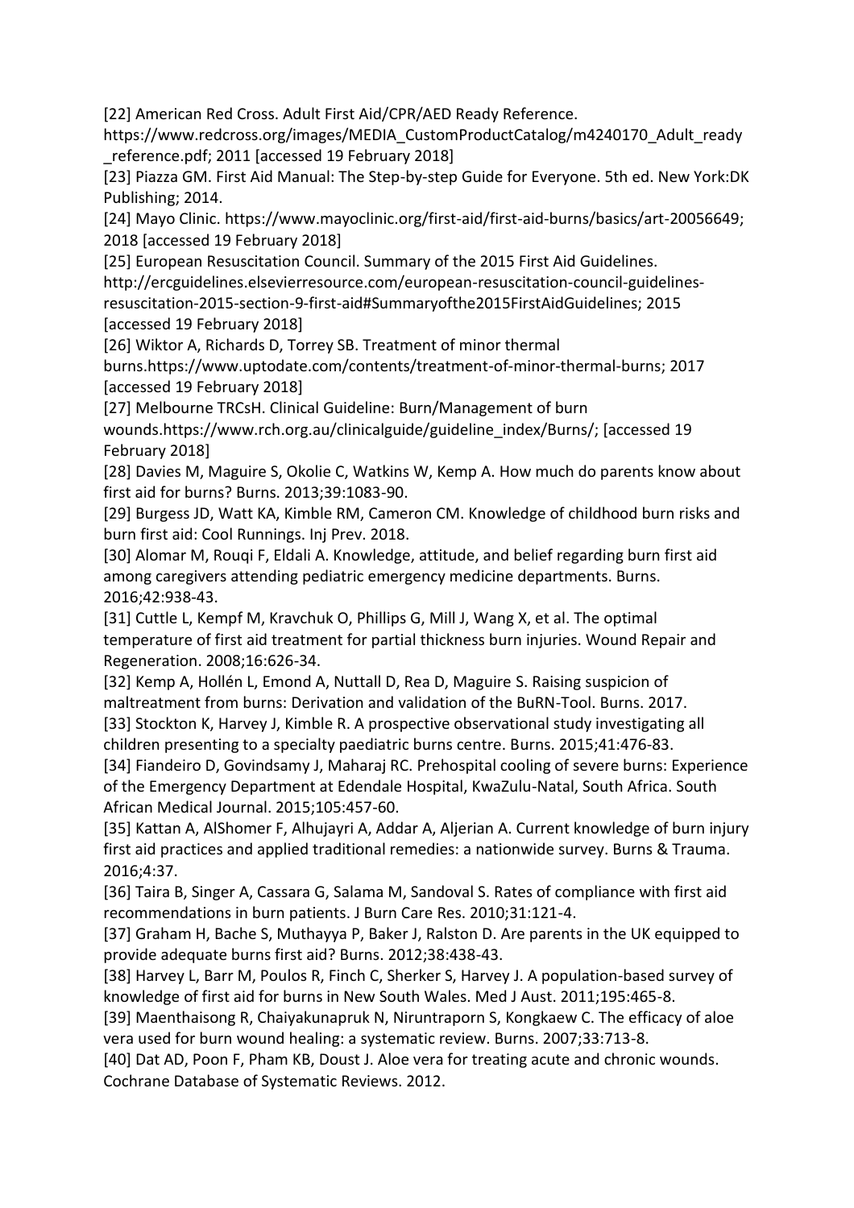[22] American Red Cross. Adult First Aid/CPR/AED Ready Reference. https://www.redcross.org/images/MEDIA_CustomProductCatalog/m4240170_Adult_ready_reference.pdf; 2011 [accessed 19 February 2018]

[23] Piazza GM. First Aid Manual: The Step-by-step Guide for Everyone. 5th ed. New York:DK Publishing; 2014.

[24] Mayo Clinic. https://www.mayoclinic.org/first-aid/first-aid-burns/basics/art-20056649; 2018 [accessed 19 February 2018]

[25] European Resuscitation Council. Summary of the 2015 First Aid Guidelines. http://ercguidelines.elsevierresource.com/european-resuscitation-council-guidelines-resuscitation-2015-section-9-first-aid#Summaryofthe2015FirstAidGuidelines; 2015 [accessed 19 February 2018]

[26] Wiktor A, Richards D, Torrey SB. Treatment of minor thermal burns.https://www.uptodate.com/contents/treatment-of-minor-thermal-burns; 2017 [accessed 19 February 2018]

[27] Melbourne TRCsH. Clinical Guideline: Burn/Management of burn wounds.https://www.rch.org.au/clinicalguide/guideline_index/Burns/; [accessed 19 February 2018]

[28] Davies M, Maguire S, Okolie C, Watkins W, Kemp A. How much do parents know about first aid for burns? Burns. 2013;39:1083-90.

[29] Burgess JD, Watt KA, Kimble RM, Cameron CM. Knowledge of childhood burn risks and burn first aid: Cool Runnings. Inj Prev. 2018.

[30] Alomar M, Rouqi F, Eldali A. Knowledge, attitude, and belief regarding burn first aid among caregivers attending pediatric emergency medicine departments. Burns. 2016;42:938-43.

[31] Cuttle L, Kempf M, Kravchuk O, Phillips G, Mill J, Wang X, et al. The optimal temperature of first aid treatment for partial thickness burn injuries. Wound Repair and Regeneration. 2008;16:626-34.

[32] Kemp A, Hollén L, Emond A, Nuttall D, Rea D, Maguire S. Raising suspicion of maltreatment from burns: Derivation and validation of the BuRN-Tool. Burns. 2017.

[33] Stockton K, Harvey J, Kimble R. A prospective observational study investigating all children presenting to a specialty paediatric burns centre. Burns. 2015;41:476-83.

[34] Fiandeiro D, Govindsamy J, Maharaj RC. Prehospital cooling of severe burns: Experience of the Emergency Department at Edendale Hospital, KwaZulu-Natal, South Africa. South African Medical Journal. 2015;105:457-60.

[35] Kattan A, AlShomer F, Alhujayri A, Addar A, Aljerian A. Current knowledge of burn injury first aid practices and applied traditional remedies: a nationwide survey. Burns & Trauma. 2016;4:37.

[36] Taira B, Singer A, Cassara G, Salama M, Sandoval S. Rates of compliance with first aid recommendations in burn patients. J Burn Care Res. 2010;31:121-4.

[37] Graham H, Bache S, Muthayya P, Baker J, Ralston D. Are parents in the UK equipped to provide adequate burns first aid? Burns. 2012;38:438-43.

[38] Harvey L, Barr M, Poulos R, Finch C, Sherker S, Harvey J. A population-based survey of knowledge of first aid for burns in New South Wales. Med J Aust. 2011;195:465-8.

[39] Maenthaisong R, Chaiyakunapruk N, Niruntraporn S, Kongkaew C. The efficacy of aloe vera used for burn wound healing: a systematic review. Burns. 2007;33:713-8.

[40] Dat AD, Poon F, Pham KB, Doust J. Aloe vera for treating acute and chronic wounds. Cochrane Database of Systematic Reviews. 2012.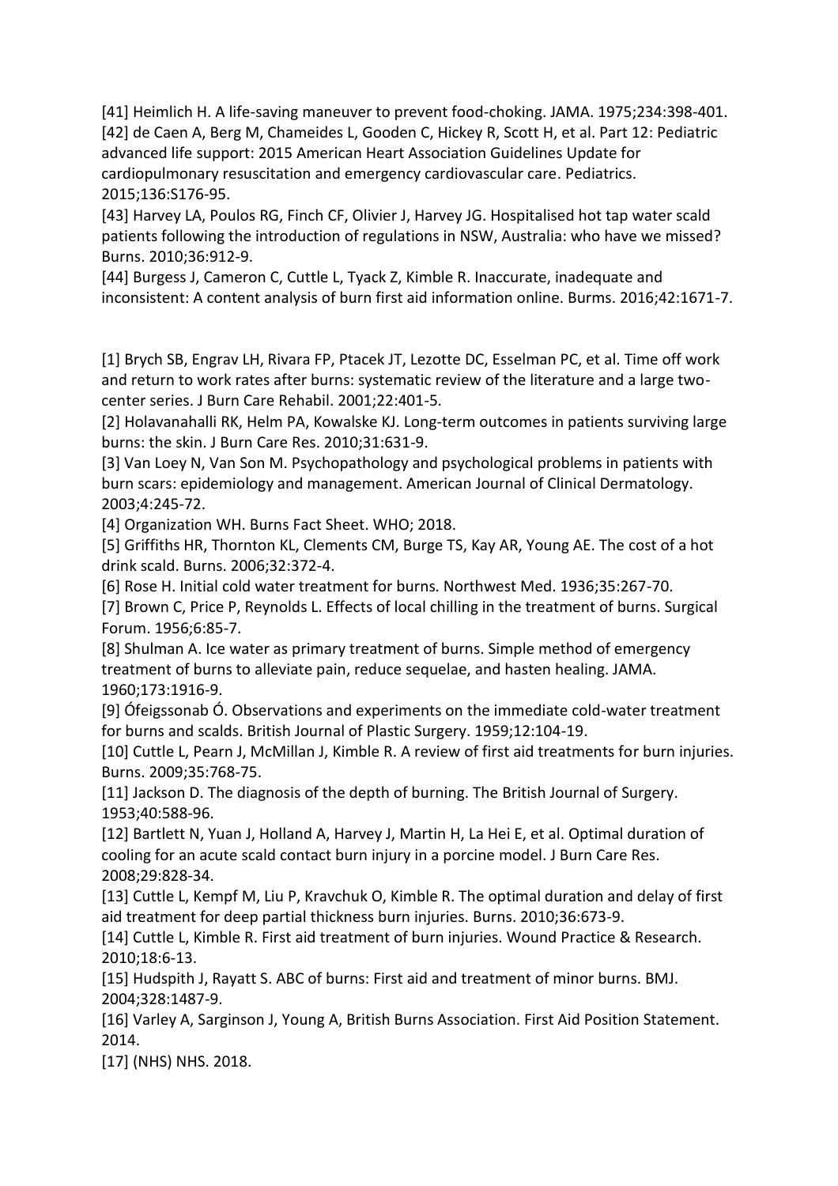[41] Heimlich H. A life-saving maneuver to prevent food-choking. JAMA. 1975;234:398-401.
[42] de Caen A, Berg M, Chameides L, Gooden C, Hickey R, Scott H, et al. Part 12: Pediatric advanced life support: 2015 American Heart Association Guidelines Update for cardiopulmonary resuscitation and emergency cardiovascular care. Pediatrics. 2015;136:S176-95.
[43] Harvey LA, Poulos RG, Finch CF, Olivier J, Harvey JG. Hospitalised hot tap water scald patients following the introduction of regulations in NSW, Australia: who have we missed? Burns. 2010;36:912-9.
[44] Burgess J, Cameron C, Cuttle L, Tyack Z, Kimble R. Inaccurate, inadequate and inconsistent: A content analysis of burn first aid information online. Burms. 2016;42:1671-7.

[1] Brych SB, Engrav LH, Rivara FP, Ptacek JT, Lezotte DC, Esselman PC, et al. Time off work and return to work rates after burns: systematic review of the literature and a large two-center series. J Burn Care Rehabil. 2001;22:401-5.
[2] Holavanahalli RK, Helm PA, Kowalske KJ. Long-term outcomes in patients surviving large burns: the skin. J Burn Care Res. 2010;31:631-9.
[3] Van Loey N, Van Son M. Psychopathology and psychological problems in patients with burn scars: epidemiology and management. American Journal of Clinical Dermatology. 2003;4:245-72.
[4] Organization WH. Burns Fact Sheet. WHO; 2018.
[5] Griffiths HR, Thornton KL, Clements CM, Burge TS, Kay AR, Young AE. The cost of a hot drink scald. Burns. 2006;32:372-4.
[6] Rose H. Initial cold water treatment for burns. Northwest Med. 1936;35:267-70.
[7] Brown C, Price P, Reynolds L. Effects of local chilling in the treatment of burns. Surgical Forum. 1956;6:85-7.
[8] Shulman A. Ice water as primary treatment of burns. Simple method of emergency treatment of burns to alleviate pain, reduce sequelae, and hasten healing. JAMA. 1960;173:1916-9.
[9] Ófeigssonab Ó. Observations and experiments on the immediate cold-water treatment for burns and scalds. British Journal of Plastic Surgery. 1959;12:104-19.
[10] Cuttle L, Pearn J, McMillan J, Kimble R. A review of first aid treatments for burn injuries. Burns. 2009;35:768-75.
[11] Jackson D. The diagnosis of the depth of burning. The British Journal of Surgery. 1953;40:588-96.
[12] Bartlett N, Yuan J, Holland A, Harvey J, Martin H, La Hei E, et al. Optimal duration of cooling for an acute scald contact burn injury in a porcine model. J Burn Care Res. 2008;29:828-34.
[13] Cuttle L, Kempf M, Liu P, Kravchuk O, Kimble R. The optimal duration and delay of first aid treatment for deep partial thickness burn injuries. Burns. 2010;36:673-9.
[14] Cuttle L, Kimble R. First aid treatment of burn injuries. Wound Practice & Research. 2010;18:6-13.
[15] Hudspith J, Rayatt S. ABC of burns: First aid and treatment of minor burns. BMJ. 2004;328:1487-9.
[16] Varley A, Sarginson J, Young A, British Burns Association. First Aid Position Statement. 2014.
[17] (NHS) NHS. 2018.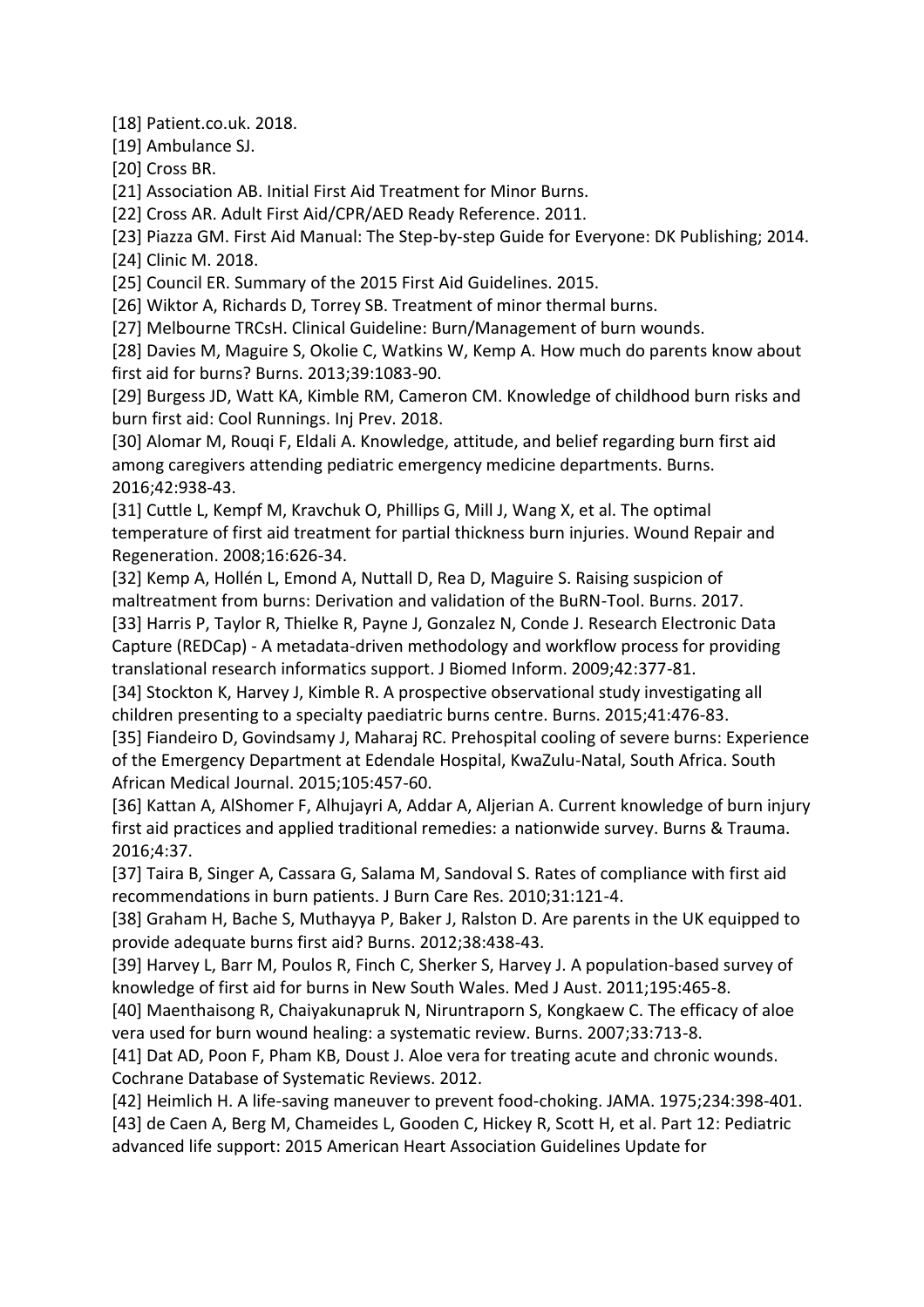[18] Patient.co.uk. 2018.

[19] Ambulance SJ.

[20] Cross BR.

[21] Association AB. Initial First Aid Treatment for Minor Burns.

[22] Cross AR. Adult First Aid/CPR/AED Ready Reference. 2011.

[23] Piazza GM. First Aid Manual: The Step-by-step Guide for Everyone: DK Publishing; 2014.

[24] Clinic M. 2018.

[25] Council ER. Summary of the 2015 First Aid Guidelines. 2015.

[26] Wiktor A, Richards D, Torrey SB. Treatment of minor thermal burns.

[27] Melbourne TRCsH. Clinical Guideline: Burn/Management of burn wounds.

[28] Davies M, Maguire S, Okolie C, Watkins W, Kemp A. How much do parents know about first aid for burns? Burns. 2013;39:1083-90.

[29] Burgess JD, Watt KA, Kimble RM, Cameron CM. Knowledge of childhood burn risks and burn first aid: Cool Runnings. Inj Prev. 2018.

[30] Alomar M, Rouqi F, Eldali A. Knowledge, attitude, and belief regarding burn first aid among caregivers attending pediatric emergency medicine departments. Burns. 2016;42:938-43.

[31] Cuttle L, Kempf M, Kravchuk O, Phillips G, Mill J, Wang X, et al. The optimal temperature of first aid treatment for partial thickness burn injuries. Wound Repair and Regeneration. 2008;16:626-34.

[32] Kemp A, Hollén L, Emond A, Nuttall D, Rea D, Maguire S. Raising suspicion of maltreatment from burns: Derivation and validation of the BuRN-Tool. Burns. 2017.

[33] Harris P, Taylor R, Thielke R, Payne J, Gonzalez N, Conde J. Research Electronic Data Capture (REDCap) - A metadata-driven methodology and workflow process for providing translational research informatics support. J Biomed Inform. 2009;42:377-81.

[34] Stockton K, Harvey J, Kimble R. A prospective observational study investigating all children presenting to a specialty paediatric burns centre. Burns. 2015;41:476-83.

[35] Fiandeiro D, Govindsamy J, Maharaj RC. Prehospital cooling of severe burns: Experience of the Emergency Department at Edendale Hospital, KwaZulu-Natal, South Africa. South African Medical Journal. 2015;105:457-60.

[36] Kattan A, AlShomer F, Alhujayri A, Addar A, Aljerian A. Current knowledge of burn injury first aid practices and applied traditional remedies: a nationwide survey. Burns & Trauma. 2016;4:37.

[37] Taira B, Singer A, Cassara G, Salama M, Sandoval S. Rates of compliance with first aid recommendations in burn patients. J Burn Care Res. 2010;31:121-4.

[38] Graham H, Bache S, Muthayya P, Baker J, Ralston D. Are parents in the UK equipped to provide adequate burns first aid? Burns. 2012;38:438-43.

[39] Harvey L, Barr M, Poulos R, Finch C, Sherker S, Harvey J. A population-based survey of knowledge of first aid for burns in New South Wales. Med J Aust. 2011;195:465-8.

[40] Maenthaisong R, Chaiyakunapruk N, Niruntraporn S, Kongkaew C. The efficacy of aloe vera used for burn wound healing: a systematic review. Burns. 2007;33:713-8.

[41] Dat AD, Poon F, Pham KB, Doust J. Aloe vera for treating acute and chronic wounds. Cochrane Database of Systematic Reviews. 2012.

[42] Heimlich H. A life-saving maneuver to prevent food-choking. JAMA. 1975;234:398-401.

[43] de Caen A, Berg M, Chameides L, Gooden C, Hickey R, Scott H, et al. Part 12: Pediatric advanced life support: 2015 American Heart Association Guidelines Update for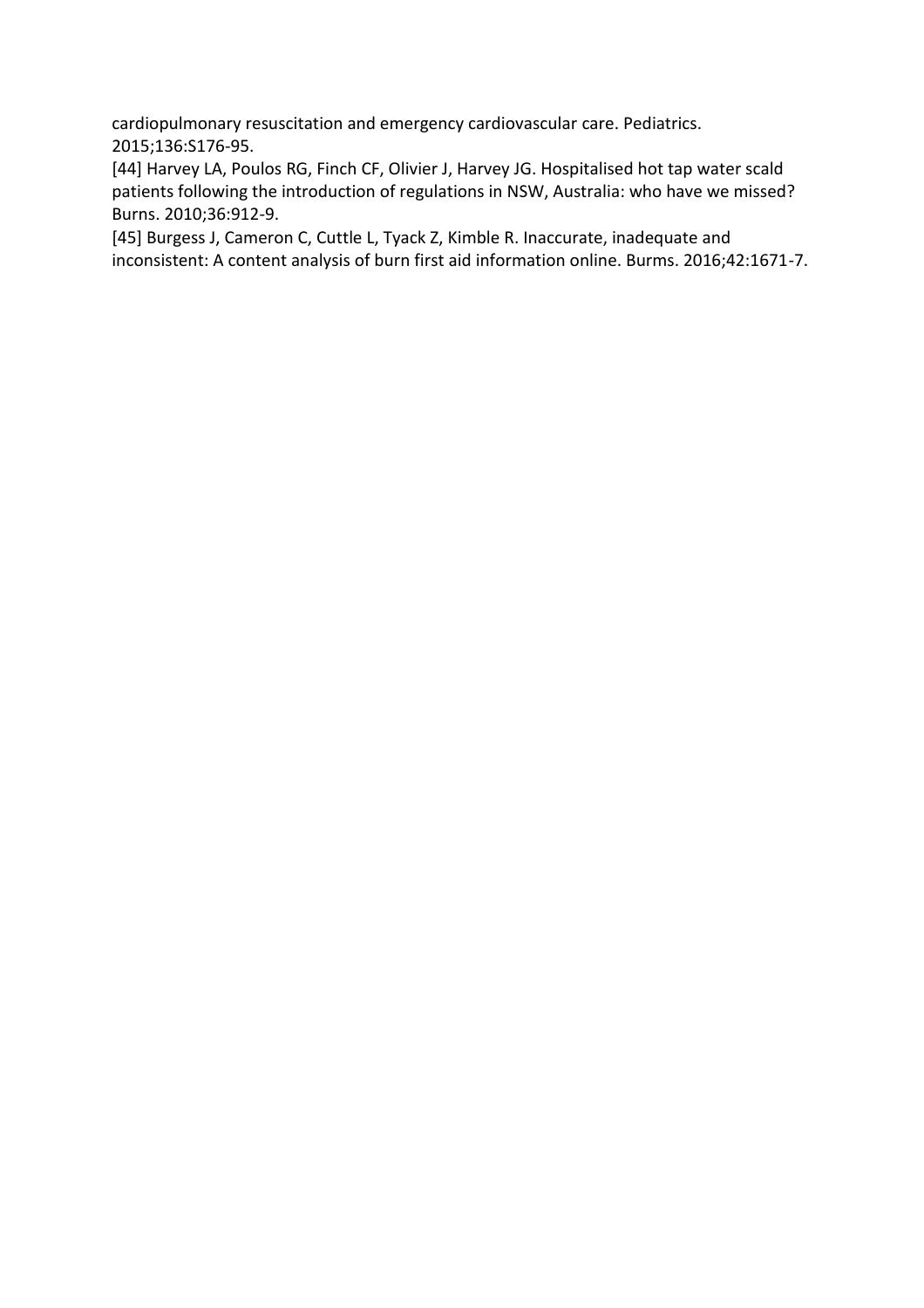cardiopulmonary resuscitation and emergency cardiovascular care. Pediatrics. 2015;136:S176-95.

[44] Harvey LA, Poulos RG, Finch CF, Olivier J, Harvey JG. Hospitalised hot tap water scald patients following the introduction of regulations in NSW, Australia: who have we missed? Burns. 2010;36:912-9.

[45] Burgess J, Cameron C, Cuttle L, Tyack Z, Kimble R. Inaccurate, inadequate and inconsistent: A content analysis of burn first aid information online. Burms. 2016;42:1671-7.